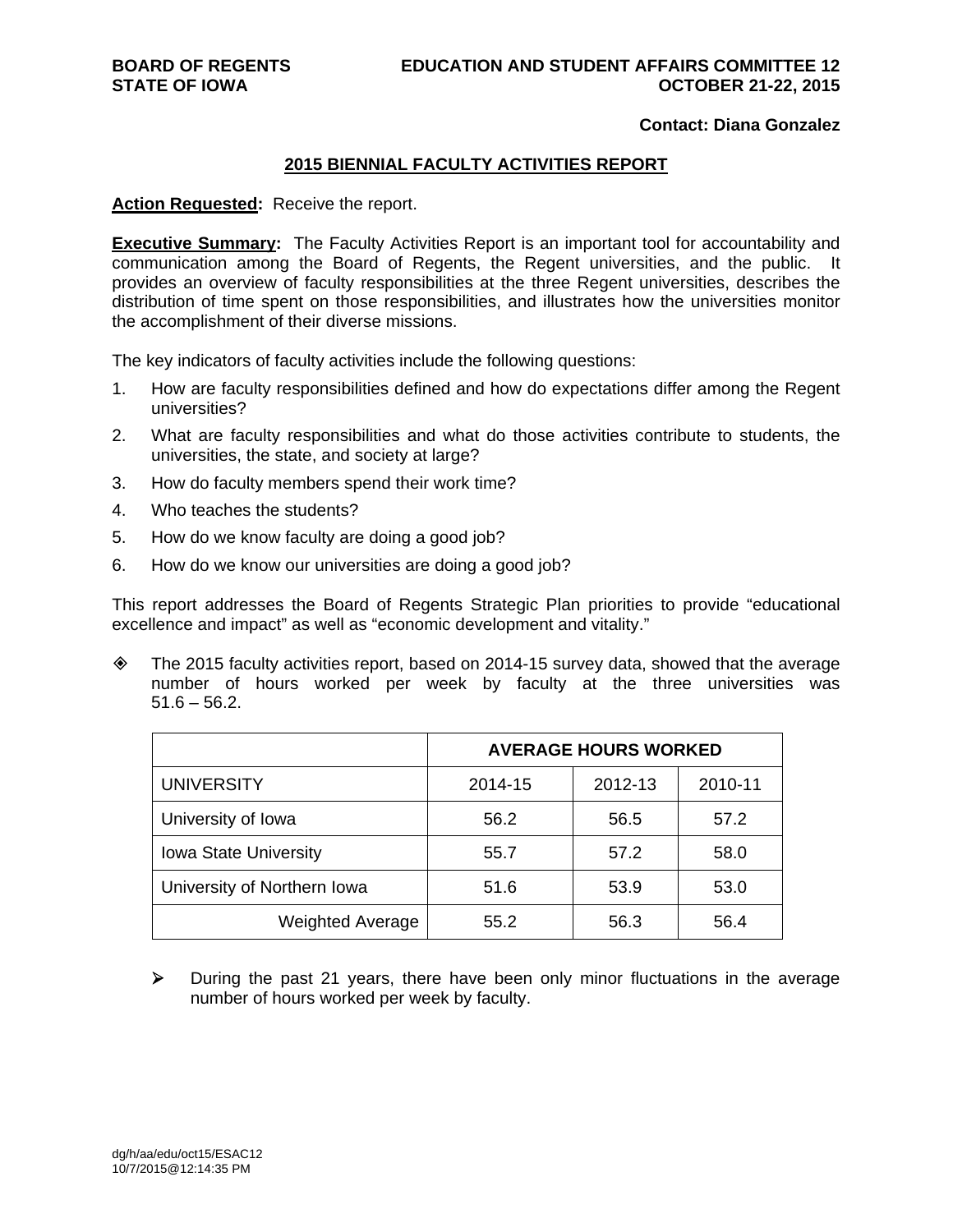**BOARD OF REGENTS**
**STATE OF IOWA**

**EDUCATION AND STUDENT AFFAIRS COMMITTEE 12**
**OCTOBER 21-22, 2015**

**Contact: Diana Gonzalez**

## 2015 BIENNIAL FACULTY ACTIVITIES REPORT

**Action Requested:** Receive the report.

**Executive Summary:** The Faculty Activities Report is an important tool for accountability and communication among the Board of Regents, the Regent universities, and the public. It provides an overview of faculty responsibilities at the three Regent universities, describes the distribution of time spent on those responsibilities, and illustrates how the universities monitor the accomplishment of their diverse missions.

The key indicators of faculty activities include the following questions:

1. How are faculty responsibilities defined and how do expectations differ among the Regent universities?
2. What are faculty responsibilities and what do those activities contribute to students, the universities, the state, and society at large?
3. How do faculty members spend their work time?
4. Who teaches the students?
5. How do we know faculty are doing a good job?
6. How do we know our universities are doing a good job?

This report addresses the Board of Regents Strategic Plan priorities to provide "educational excellence and impact" as well as "economic development and vitality."

- The 2015 faculty activities report, based on 2014-15 survey data, showed that the average number of hours worked per week by faculty at the three universities was 51.6 – 56.2.

| | AVERAGE HOURS WORKED | | |
|---|---|---|---|
| UNIVERSITY | 2014-15 | 2012-13 | 2010-11 |
| University of Iowa | 56.2 | 56.5 | 57.2 |
| Iowa State University | 55.7 | 57.2 | 58.0 |
| University of Northern Iowa | 51.6 | 53.9 | 53.0 |
| Weighted Average | 55.2 | 56.3 | 56.4 |

  - During the past 21 years, there have been only minor fluctuations in the average number of hours worked per week by faculty.

dg/h/aa/edu/oct15/ESAC12
10/7/2015@12:14:35 PM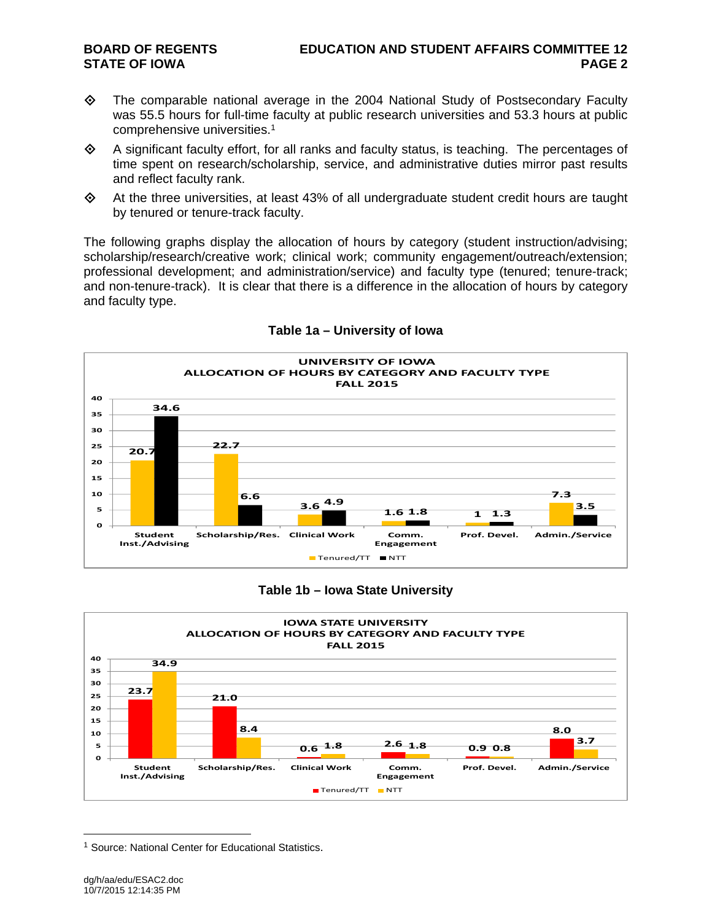- The comparable national average in the 2004 National Study of Postsecondary Faculty was 55.5 hours for full-time faculty at public research universities and 53.3 hours at public comprehensive universities.[1]
- A significant faculty effort, for all ranks and faculty status, is teaching. The percentages of time spent on research/scholarship, service, and administrative duties mirror past results and reflect faculty rank.
- At the three universities, at least 43% of all undergraduate student credit hours are taught by tenured or tenure-track faculty.

The following graphs display the allocation of hours by category (student instruction/advising; scholarship/research/creative work; clinical work; community engagement/outreach/extension; professional development; and administration/service) and faculty type (tenured; tenure-track; and non-tenure-track). It is clear that there is a difference in the allocation of hours by category and faculty type.

**Table 1a – University of Iowa**

UNIVERSITY OF IOWA
ALLOCATION OF HOURS BY CATEGORY AND FACULTY TYPE
FALL 2015

| Category | Tenured/TT | NTT |
|---|---|---|
| Student Inst./Advising | 20.7 | 34.6 |
| Scholarship/Res. | 22.7 | 6.6 |
| Clinical Work | 3.6 | 4.9 |
| Comm. Engagement | 1.6 | 1.8 |
| Prof. Devel. | 1 | 1.3 |
| Admin./Service | 7.3 | 3.5 |

**Table 1b – Iowa State University**

IOWA STATE UNIVERSITY
ALLOCATION OF HOURS BY CATEGORY AND FACULTY TYPE
FALL 2015

| Category | Tenured/TT | NTT |
|---|---|---|
| Student Inst./Advising | 23.7 | 34.9 |
| Scholarship/Res. | 21.0 | 8.4 |
| Clinical Work | 0.6 | 1.8 |
| Comm. Engagement | 2.6 | 1.8 |
| Prof. Devel. | 0.9 | 0.8 |
| Admin./Service | 8.0 | 3.7 |

[1] Source: National Center for Educational Statistics.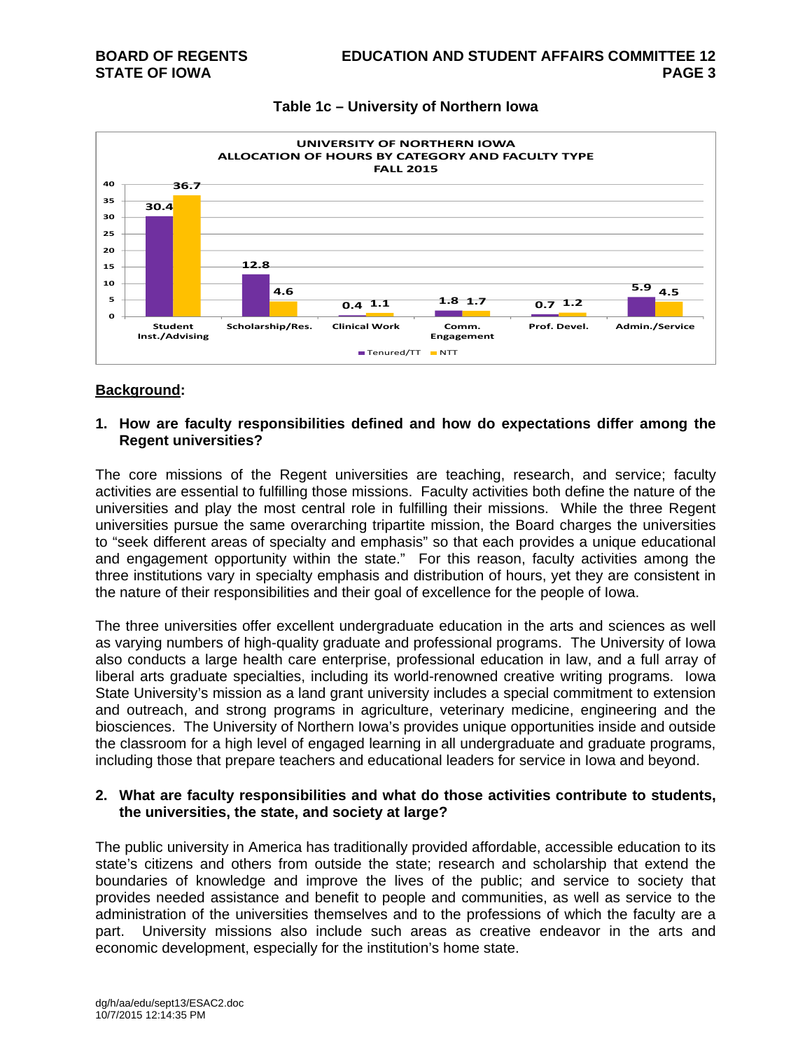**Table 1c – University of Northern Iowa**

UNIVERSITY OF NORTHERN IOWA
ALLOCATION OF HOURS BY CATEGORY AND FACULTY TYPE
FALL 2015

| Category | Tenured/TT | NTT |
|---|---|---|
| Student Inst./Advising | 30.4 | 36.7 |
| Scholarship/Res. | 12.8 | 4.6 |
| Clinical Work | 0.4 | 1.1 |
| Comm. Engagement | 1.8 | 1.7 |
| Prof. Devel. | 0.7 | 1.2 |
| Admin./Service | 5.9 | 4.5 |

## Background:

**1. How are faculty responsibilities defined and how do expectations differ among the Regent universities?**

The core missions of the Regent universities are teaching, research, and service; faculty activities are essential to fulfilling those missions. Faculty activities both define the nature of the universities and play the most central role in fulfilling their missions. While the three Regent universities pursue the same overarching tripartite mission, the Board charges the universities to "seek different areas of specialty and emphasis" so that each provides a unique educational and engagement opportunity within the state." For this reason, faculty activities among the three institutions vary in specialty emphasis and distribution of hours, yet they are consistent in the nature of their responsibilities and their goal of excellence for the people of Iowa.

The three universities offer excellent undergraduate education in the arts and sciences as well as varying numbers of high-quality graduate and professional programs. The University of Iowa also conducts a large health care enterprise, professional education in law, and a full array of liberal arts graduate specialties, including its world-renowned creative writing programs. Iowa State University's mission as a land grant university includes a special commitment to extension and outreach, and strong programs in agriculture, veterinary medicine, engineering and the biosciences. The University of Northern Iowa's provides unique opportunities inside and outside the classroom for a high level of engaged learning in all undergraduate and graduate programs, including those that prepare teachers and educational leaders for service in Iowa and beyond.

**2. What are faculty responsibilities and what do those activities contribute to students, the universities, the state, and society at large?**

The public university in America has traditionally provided affordable, accessible education to its state's citizens and others from outside the state; research and scholarship that extend the boundaries of knowledge and improve the lives of the public; and service to society that provides needed assistance and benefit to people and communities, as well as service to the administration of the universities themselves and to the professions of which the faculty are a part. University missions also include such areas as creative endeavor in the arts and economic development, especially for the institution's home state.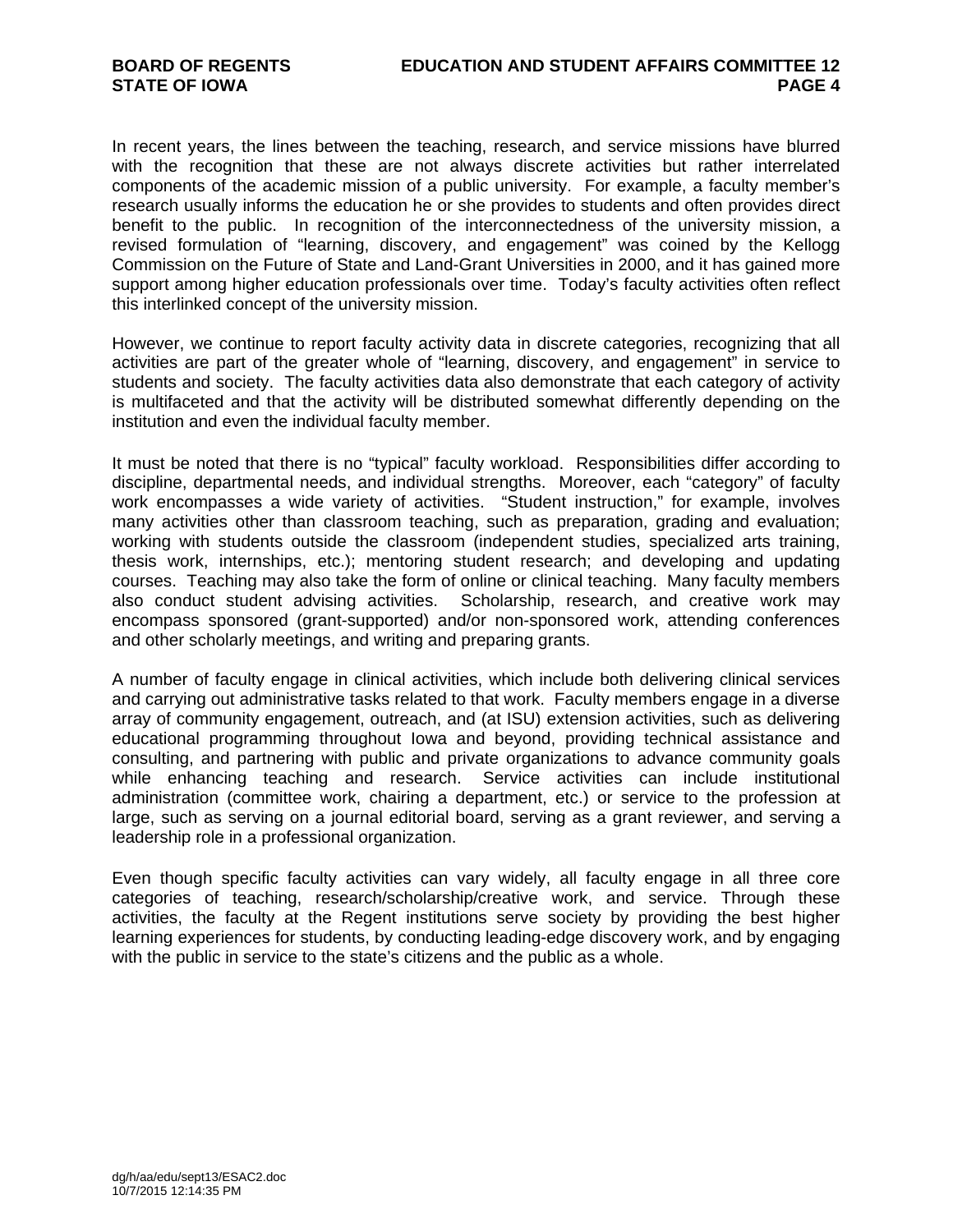In recent years, the lines between the teaching, research, and service missions have blurred with the recognition that these are not always discrete activities but rather interrelated components of the academic mission of a public university. For example, a faculty member's research usually informs the education he or she provides to students and often provides direct benefit to the public. In recognition of the interconnectedness of the university mission, a revised formulation of "learning, discovery, and engagement" was coined by the Kellogg Commission on the Future of State and Land-Grant Universities in 2000, and it has gained more support among higher education professionals over time. Today's faculty activities often reflect this interlinked concept of the university mission.

However, we continue to report faculty activity data in discrete categories, recognizing that all activities are part of the greater whole of "learning, discovery, and engagement" in service to students and society. The faculty activities data also demonstrate that each category of activity is multifaceted and that the activity will be distributed somewhat differently depending on the institution and even the individual faculty member.

It must be noted that there is no "typical" faculty workload. Responsibilities differ according to discipline, departmental needs, and individual strengths. Moreover, each "category" of faculty work encompasses a wide variety of activities. "Student instruction," for example, involves many activities other than classroom teaching, such as preparation, grading and evaluation; working with students outside the classroom (independent studies, specialized arts training, thesis work, internships, etc.); mentoring student research; and developing and updating courses. Teaching may also take the form of online or clinical teaching. Many faculty members also conduct student advising activities. Scholarship, research, and creative work may encompass sponsored (grant-supported) and/or non-sponsored work, attending conferences and other scholarly meetings, and writing and preparing grants.

A number of faculty engage in clinical activities, which include both delivering clinical services and carrying out administrative tasks related to that work. Faculty members engage in a diverse array of community engagement, outreach, and (at ISU) extension activities, such as delivering educational programming throughout Iowa and beyond, providing technical assistance and consulting, and partnering with public and private organizations to advance community goals while enhancing teaching and research. Service activities can include institutional administration (committee work, chairing a department, etc.) or service to the profession at large, such as serving on a journal editorial board, serving as a grant reviewer, and serving a leadership role in a professional organization.

Even though specific faculty activities can vary widely, all faculty engage in all three core categories of teaching, research/scholarship/creative work, and service. Through these activities, the faculty at the Regent institutions serve society by providing the best higher learning experiences for students, by conducting leading-edge discovery work, and by engaging with the public in service to the state's citizens and the public as a whole.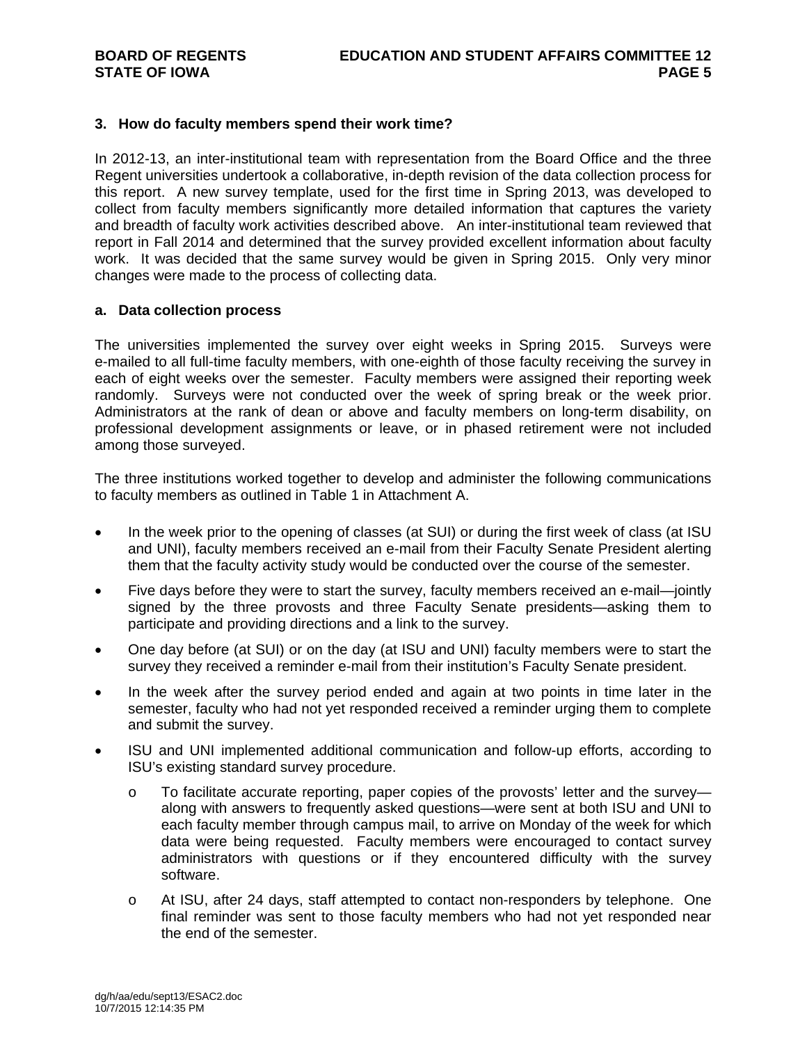### 3. How do faculty members spend their work time?

In 2012-13, an inter-institutional team with representation from the Board Office and the three Regent universities undertook a collaborative, in-depth revision of the data collection process for this report. A new survey template, used for the first time in Spring 2013, was developed to collect from faculty members significantly more detailed information that captures the variety and breadth of faculty work activities described above. An inter-institutional team reviewed that report in Fall 2014 and determined that the survey provided excellent information about faculty work. It was decided that the same survey would be given in Spring 2015. Only very minor changes were made to the process of collecting data.

#### a. Data collection process

The universities implemented the survey over eight weeks in Spring 2015. Surveys were e-mailed to all full-time faculty members, with one-eighth of those faculty receiving the survey in each of eight weeks over the semester. Faculty members were assigned their reporting week randomly. Surveys were not conducted over the week of spring break or the week prior. Administrators at the rank of dean or above and faculty members on long-term disability, on professional development assignments or leave, or in phased retirement were not included among those surveyed.

The three institutions worked together to develop and administer the following communications to faculty members as outlined in Table 1 in Attachment A.

- In the week prior to the opening of classes (at SUI) or during the first week of class (at ISU and UNI), faculty members received an e-mail from their Faculty Senate President alerting them that the faculty activity study would be conducted over the course of the semester.
- Five days before they were to start the survey, faculty members received an e-mail—jointly signed by the three provosts and three Faculty Senate presidents—asking them to participate and providing directions and a link to the survey.
- One day before (at SUI) or on the day (at ISU and UNI) faculty members were to start the survey they received a reminder e-mail from their institution's Faculty Senate president.
- In the week after the survey period ended and again at two points in time later in the semester, faculty who had not yet responded received a reminder urging them to complete and submit the survey.
- ISU and UNI implemented additional communication and follow-up efforts, according to ISU's existing standard survey procedure.
  - To facilitate accurate reporting, paper copies of the provosts' letter and the survey—along with answers to frequently asked questions—were sent at both ISU and UNI to each faculty member through campus mail, to arrive on Monday of the week for which data were being requested. Faculty members were encouraged to contact survey administrators with questions or if they encountered difficulty with the survey software.
  - At ISU, after 24 days, staff attempted to contact non-responders by telephone. One final reminder was sent to those faculty members who had not yet responded near the end of the semester.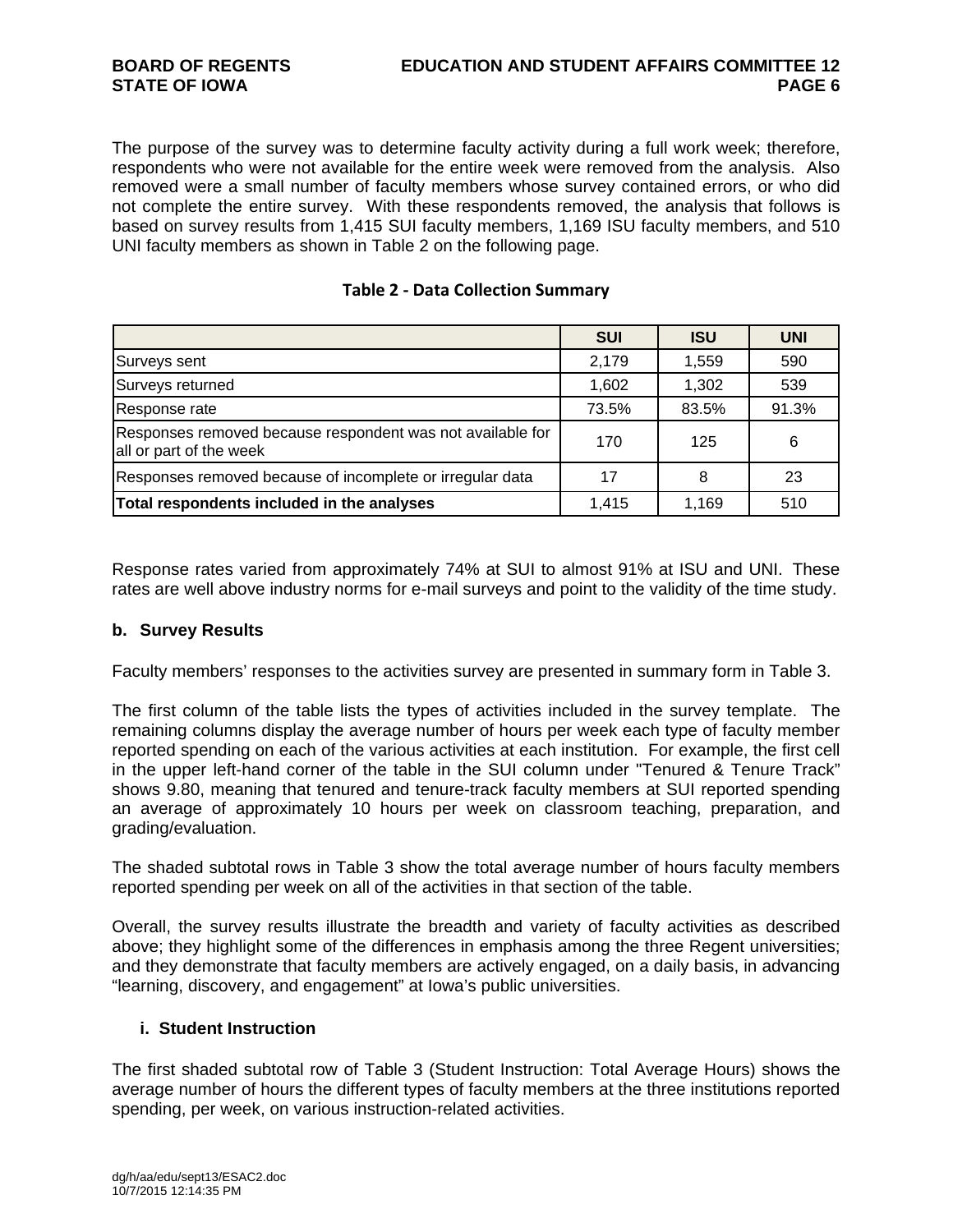The purpose of the survey was to determine faculty activity during a full work week; therefore, respondents who were not available for the entire week were removed from the analysis. Also removed were a small number of faculty members whose survey contained errors, or who did not complete the entire survey. With these respondents removed, the analysis that follows is based on survey results from 1,415 SUI faculty members, 1,169 ISU faculty members, and 510 UNI faculty members as shown in Table 2 on the following page.

**Table 2 - Data Collection Summary**

| | SUI | ISU | UNI |
|---|---|---|---|
| Surveys sent | 2,179 | 1,559 | 590 |
| Surveys returned | 1,602 | 1,302 | 539 |
| Response rate | 73.5% | 83.5% | 91.3% |
| Responses removed because respondent was not available for all or part of the week | 170 | 125 | 6 |
| Responses removed because of incomplete or irregular data | 17 | 8 | 23 |
| **Total respondents included in the analyses** | 1,415 | 1,169 | 510 |

Response rates varied from approximately 74% at SUI to almost 91% at ISU and UNI. These rates are well above industry norms for e-mail surveys and point to the validity of the time study.

### b. Survey Results

Faculty members' responses to the activities survey are presented in summary form in Table 3.

The first column of the table lists the types of activities included in the survey template. The remaining columns display the average number of hours per week each type of faculty member reported spending on each of the various activities at each institution. For example, the first cell in the upper left-hand corner of the table in the SUI column under "Tenured & Tenure Track" shows 9.80, meaning that tenured and tenure-track faculty members at SUI reported spending an average of approximately 10 hours per week on classroom teaching, preparation, and grading/evaluation.

The shaded subtotal rows in Table 3 show the total average number of hours faculty members reported spending per week on all of the activities in that section of the table.

Overall, the survey results illustrate the breadth and variety of faculty activities as described above; they highlight some of the differences in emphasis among the three Regent universities; and they demonstrate that faculty members are actively engaged, on a daily basis, in advancing "learning, discovery, and engagement" at Iowa's public universities.

#### i. Student Instruction

The first shaded subtotal row of Table 3 (Student Instruction: Total Average Hours) shows the average number of hours the different types of faculty members at the three institutions reported spending, per week, on various instruction-related activities.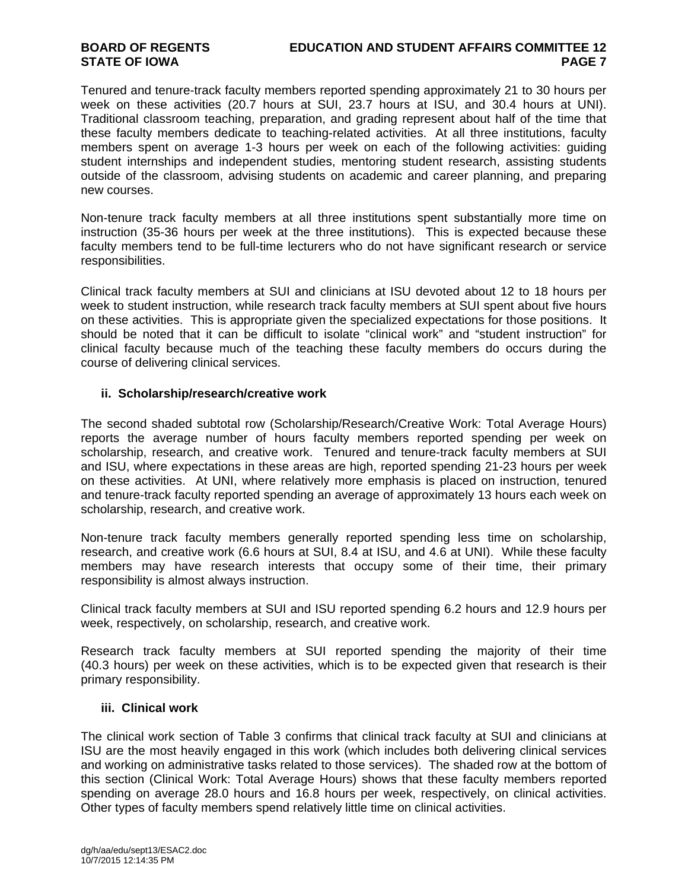Tenured and tenure-track faculty members reported spending approximately 21 to 30 hours per week on these activities (20.7 hours at SUI, 23.7 hours at ISU, and 30.4 hours at UNI). Traditional classroom teaching, preparation, and grading represent about half of the time that these faculty members dedicate to teaching-related activities. At all three institutions, faculty members spent on average 1-3 hours per week on each of the following activities: guiding student internships and independent studies, mentoring student research, assisting students outside of the classroom, advising students on academic and career planning, and preparing new courses.

Non-tenure track faculty members at all three institutions spent substantially more time on instruction (35-36 hours per week at the three institutions). This is expected because these faculty members tend to be full-time lecturers who do not have significant research or service responsibilities.

Clinical track faculty members at SUI and clinicians at ISU devoted about 12 to 18 hours per week to student instruction, while research track faculty members at SUI spent about five hours on these activities. This is appropriate given the specialized expectations for those positions. It should be noted that it can be difficult to isolate "clinical work" and "student instruction" for clinical faculty because much of the teaching these faculty members do occurs during the course of delivering clinical services.

### ii. Scholarship/research/creative work

The second shaded subtotal row (Scholarship/Research/Creative Work: Total Average Hours) reports the average number of hours faculty members reported spending per week on scholarship, research, and creative work. Tenured and tenure-track faculty members at SUI and ISU, where expectations in these areas are high, reported spending 21-23 hours per week on these activities. At UNI, where relatively more emphasis is placed on instruction, tenured and tenure-track faculty reported spending an average of approximately 13 hours each week on scholarship, research, and creative work.

Non-tenure track faculty members generally reported spending less time on scholarship, research, and creative work (6.6 hours at SUI, 8.4 at ISU, and 4.6 at UNI). While these faculty members may have research interests that occupy some of their time, their primary responsibility is almost always instruction.

Clinical track faculty members at SUI and ISU reported spending 6.2 hours and 12.9 hours per week, respectively, on scholarship, research, and creative work.

Research track faculty members at SUI reported spending the majority of their time (40.3 hours) per week on these activities, which is to be expected given that research is their primary responsibility.

### iii. Clinical work

The clinical work section of Table 3 confirms that clinical track faculty at SUI and clinicians at ISU are the most heavily engaged in this work (which includes both delivering clinical services and working on administrative tasks related to those services). The shaded row at the bottom of this section (Clinical Work: Total Average Hours) shows that these faculty members reported spending on average 28.0 hours and 16.8 hours per week, respectively, on clinical activities. Other types of faculty members spend relatively little time on clinical activities.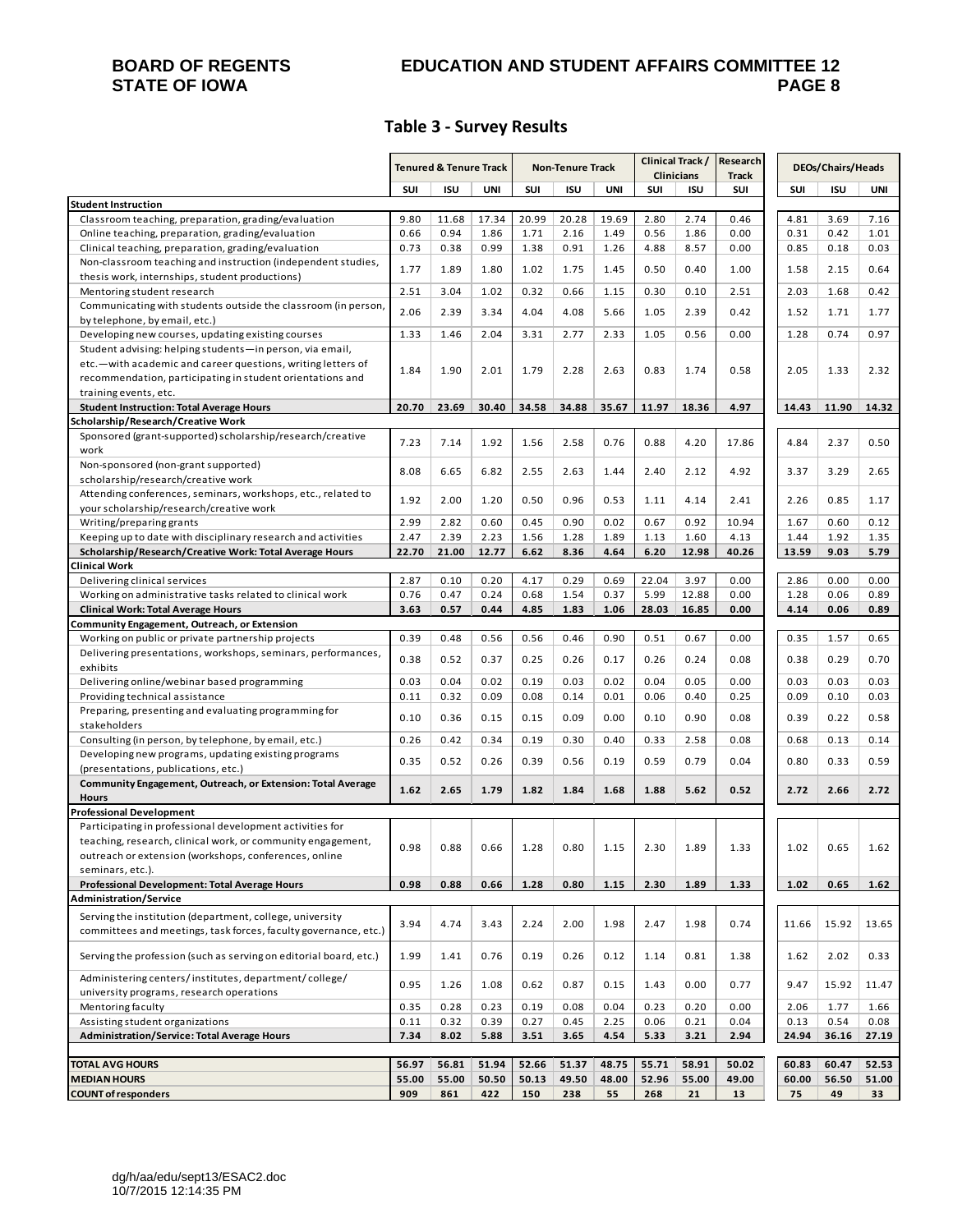## Table 3 - Survey Results

| | Tenured & Tenure Track | | | Non-Tenure Track | | | Clinical Track / Clinicians | | Research Track | DEOs/Chairs/Heads | | |
|---|---|---|---|---|---|---|---|---|---|---|---|---|
| | SUI | ISU | UNI | SUI | ISU | UNI | SUI | ISU | SUI | SUI | ISU | UNI |
| **Student Instruction** | | | | | | | | | | | | |
| Classroom teaching, preparation, grading/evaluation | 9.80 | 11.68 | 17.34 | 20.99 | 20.28 | 19.69 | 2.80 | 2.74 | 0.46 | 4.81 | 3.69 | 7.16 |
| Online teaching, preparation, grading/evaluation | 0.66 | 0.94 | 1.86 | 1.71 | 2.16 | 1.49 | 0.56 | 1.86 | 0.00 | 0.31 | 0.42 | 1.01 |
| Clinical teaching, preparation, grading/evaluation | 0.73 | 0.38 | 0.99 | 1.38 | 0.91 | 1.26 | 4.88 | 8.57 | 0.00 | 0.85 | 0.18 | 0.03 |
| Non-classroom teaching and instruction (independent studies, thesis work, internships, student productions) | 1.77 | 1.89 | 1.80 | 1.02 | 1.75 | 1.45 | 0.50 | 0.40 | 1.00 | 1.58 | 2.15 | 0.64 |
| Mentoring student research | 2.51 | 3.04 | 1.02 | 0.32 | 0.66 | 1.15 | 0.30 | 0.10 | 2.51 | 2.03 | 1.68 | 0.42 |
| Communicating with students outside the classroom (in person, by telephone, by email, etc.) | 2.06 | 2.39 | 3.34 | 4.04 | 4.08 | 5.66 | 1.05 | 2.39 | 0.42 | 1.52 | 1.71 | 1.77 |
| Developing new courses, updating existing courses | 1.33 | 1.46 | 2.04 | 3.31 | 2.77 | 2.33 | 1.05 | 0.56 | 0.00 | 1.28 | 0.74 | 0.97 |
| Student advising: helping students—in person, via email, etc.—with academic and career questions, writing letters of recommendation, participating in student orientations and training events, etc. | 1.84 | 1.90 | 2.01 | 1.79 | 2.28 | 2.63 | 0.83 | 1.74 | 0.58 | 2.05 | 1.33 | 2.32 |
| **Student Instruction: Total Average Hours** | **20.70** | **23.69** | **30.40** | **34.58** | **34.88** | **35.67** | **11.97** | **18.36** | **4.97** | **14.43** | **11.90** | **14.32** |
| **Scholarship/Research/Creative Work** | | | | | | | | | | | | |
| Sponsored (grant-supported) scholarship/research/creative work | 7.23 | 7.14 | 1.92 | 1.56 | 2.58 | 0.76 | 0.88 | 4.20 | 17.86 | 4.84 | 2.37 | 0.50 |
| Non-sponsored (non-grant supported) scholarship/research/creative work | 8.08 | 6.65 | 6.82 | 2.55 | 2.63 | 1.44 | 2.40 | 2.12 | 4.92 | 3.37 | 3.29 | 2.65 |
| Attending conferences, seminars, workshops, etc., related to your scholarship/research/creative work | 1.92 | 2.00 | 1.20 | 0.50 | 0.96 | 0.53 | 1.11 | 4.14 | 2.41 | 2.26 | 0.85 | 1.17 |
| Writing/preparing grants | 2.99 | 2.82 | 0.60 | 0.45 | 0.90 | 0.02 | 0.67 | 0.92 | 10.94 | 1.67 | 0.60 | 0.12 |
| Keeping up to date with disciplinary research and activities | 2.47 | 2.39 | 2.23 | 1.56 | 1.28 | 1.89 | 1.13 | 1.60 | 4.13 | 1.44 | 1.92 | 1.35 |
| **Scholarship/Research/Creative Work: Total Average Hours** | **22.70** | **21.00** | **12.77** | **6.62** | **8.36** | **4.64** | **6.20** | **12.98** | **40.26** | **13.59** | **9.03** | **5.79** |
| **Clinical Work** | | | | | | | | | | | | |
| Delivering clinical services | 2.87 | 0.10 | 0.20 | 4.17 | 0.29 | 0.69 | 22.04 | 3.97 | 0.00 | 2.86 | 0.00 | 0.00 |
| Working on administrative tasks related to clinical work | 0.76 | 0.47 | 0.24 | 0.68 | 1.54 | 0.37 | 5.99 | 12.88 | 0.00 | 1.28 | 0.06 | 0.89 |
| **Clinical Work: Total Average Hours** | **3.63** | **0.57** | **0.44** | **4.85** | **1.83** | **1.06** | **28.03** | **16.85** | **0.00** | **4.14** | **0.06** | **0.89** |
| **Community Engagement, Outreach, or Extension** | | | | | | | | | | | | |
| Working on public or private partnership projects | 0.39 | 0.48 | 0.56 | 0.56 | 0.46 | 0.90 | 0.51 | 0.67 | 0.00 | 0.35 | 1.57 | 0.65 |
| Delivering presentations, workshops, seminars, performances, exhibits | 0.38 | 0.52 | 0.37 | 0.25 | 0.26 | 0.17 | 0.26 | 0.24 | 0.08 | 0.38 | 0.29 | 0.70 |
| Delivering online/webinar based programming | 0.03 | 0.04 | 0.02 | 0.19 | 0.03 | 0.02 | 0.04 | 0.05 | 0.00 | 0.03 | 0.03 | 0.03 |
| Providing technical assistance | 0.11 | 0.32 | 0.09 | 0.08 | 0.14 | 0.01 | 0.06 | 0.40 | 0.25 | 0.09 | 0.10 | 0.03 |
| Preparing, presenting and evaluating programming for stakeholders | 0.10 | 0.36 | 0.15 | 0.15 | 0.09 | 0.00 | 0.10 | 0.90 | 0.08 | 0.39 | 0.22 | 0.58 |
| Consulting (in person, by telephone, by email, etc.) | 0.26 | 0.42 | 0.34 | 0.19 | 0.30 | 0.40 | 0.33 | 2.58 | 0.08 | 0.68 | 0.13 | 0.14 |
| Developing new programs, updating existing programs (presentations, publications, etc.) | 0.35 | 0.52 | 0.26 | 0.39 | 0.56 | 0.19 | 0.59 | 0.79 | 0.04 | 0.80 | 0.33 | 0.59 |
| **Community Engagement, Outreach, or Extension: Total Average Hours** | **1.62** | **2.65** | **1.79** | **1.82** | **1.84** | **1.68** | **1.88** | **5.62** | **0.52** | **2.72** | **2.66** | **2.72** |
| **Professional Development** | | | | | | | | | | | | |
| Participating in professional development activities for teaching, research, clinical work, or community engagement, outreach or extension (workshops, conferences, online seminars, etc.). | 0.98 | 0.88 | 0.66 | 1.28 | 0.80 | 1.15 | 2.30 | 1.89 | 1.33 | 1.02 | 0.65 | 1.62 |
| **Professional Development: Total Average Hours** | **0.98** | **0.88** | **0.66** | **1.28** | **0.80** | **1.15** | **2.30** | **1.89** | **1.33** | **1.02** | **0.65** | **1.62** |
| **Administration/Service** | | | | | | | | | | | | |
| Serving the institution (department, college, university committees and meetings, task forces, faculty governance, etc.) | 3.94 | 4.74 | 3.43 | 2.24 | 2.00 | 1.98 | 2.47 | 1.98 | 0.74 | 11.66 | 15.92 | 13.65 |
| Serving the profession (such as serving on editorial board, etc.) | 1.99 | 1.41 | 0.76 | 0.19 | 0.26 | 0.12 | 1.14 | 0.81 | 1.38 | 1.62 | 2.02 | 0.33 |
| Administering centers/ institutes, department/ college/ university programs, research operations | 0.95 | 1.26 | 1.08 | 0.62 | 0.87 | 0.15 | 1.43 | 0.00 | 0.77 | 9.47 | 15.92 | 11.47 |
| Mentoring faculty | 0.35 | 0.28 | 0.23 | 0.19 | 0.08 | 0.04 | 0.23 | 0.20 | 0.00 | 2.06 | 1.77 | 1.66 |
| Assisting student organizations | 0.11 | 0.32 | 0.39 | 0.27 | 0.45 | 2.25 | 0.06 | 0.21 | 0.04 | 0.13 | 0.54 | 0.08 |
| **Administration/Service: Total Average Hours** | **7.34** | **8.02** | **5.88** | **3.51** | **3.65** | **4.54** | **5.33** | **3.21** | **2.94** | **24.94** | **36.16** | **27.19** |
| **TOTAL AVG HOURS** | **56.97** | **56.81** | **51.94** | **52.66** | **51.37** | **48.75** | **55.71** | **58.91** | **50.02** | **60.83** | **60.47** | **52.53** |
| **MEDIAN HOURS** | **55.00** | **55.00** | **50.50** | **50.13** | **49.50** | **48.00** | **52.96** | **55.00** | **49.00** | **60.00** | **56.50** | **51.00** |
| **COUNT of responders** | **909** | **861** | **422** | **150** | **238** | **55** | **268** | **21** | **13** | **75** | **49** | **33** |

dg/h/aa/edu/sept13/ESAC2.doc
10/7/2015 12:14:35 PM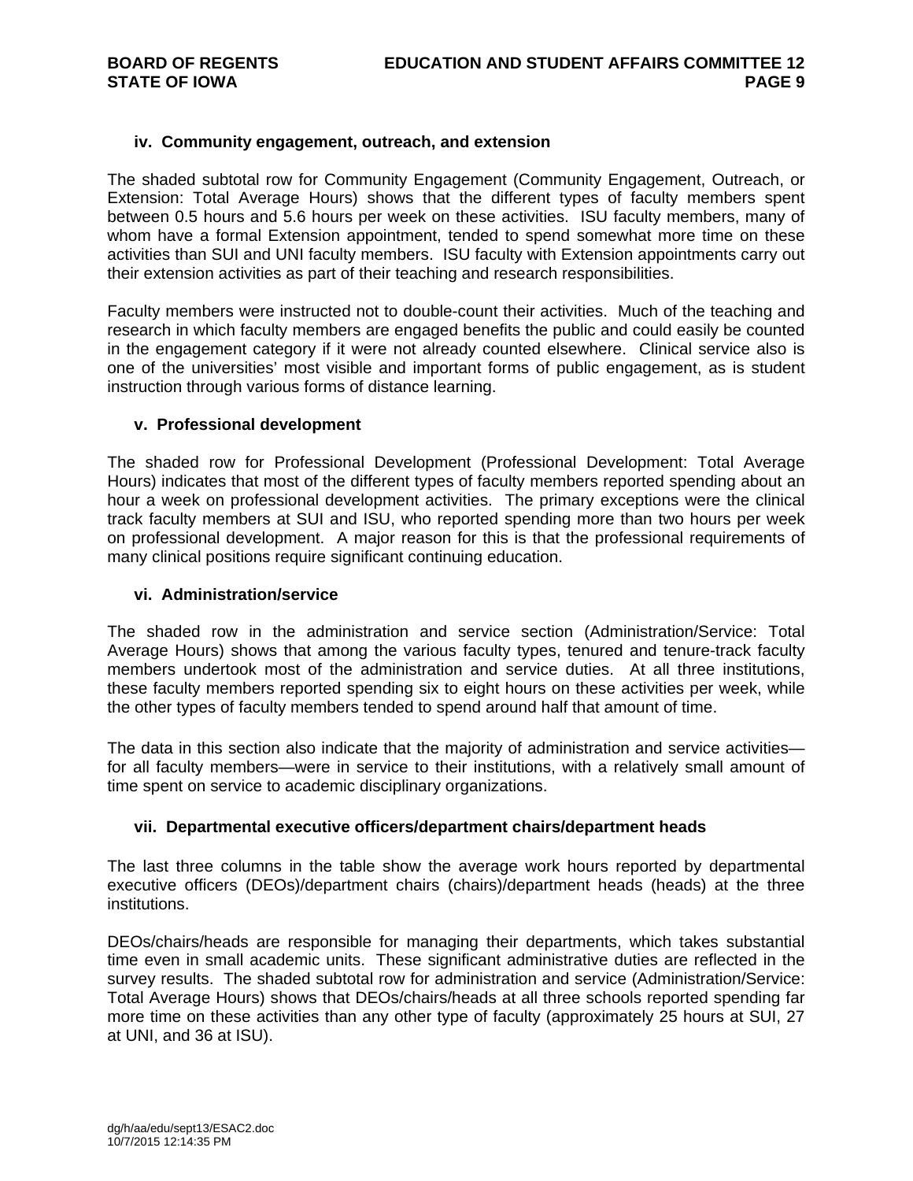#### iv. Community engagement, outreach, and extension

The shaded subtotal row for Community Engagement (Community Engagement, Outreach, or Extension: Total Average Hours) shows that the different types of faculty members spent between 0.5 hours and 5.6 hours per week on these activities. ISU faculty members, many of whom have a formal Extension appointment, tended to spend somewhat more time on these activities than SUI and UNI faculty members. ISU faculty with Extension appointments carry out their extension activities as part of their teaching and research responsibilities.

Faculty members were instructed not to double-count their activities. Much of the teaching and research in which faculty members are engaged benefits the public and could easily be counted in the engagement category if it were not already counted elsewhere. Clinical service also is one of the universities' most visible and important forms of public engagement, as is student instruction through various forms of distance learning.

#### v. Professional development

The shaded row for Professional Development (Professional Development: Total Average Hours) indicates that most of the different types of faculty members reported spending about an hour a week on professional development activities. The primary exceptions were the clinical track faculty members at SUI and ISU, who reported spending more than two hours per week on professional development. A major reason for this is that the professional requirements of many clinical positions require significant continuing education.

#### vi. Administration/service

The shaded row in the administration and service section (Administration/Service: Total Average Hours) shows that among the various faculty types, tenured and tenure-track faculty members undertook most of the administration and service duties. At all three institutions, these faculty members reported spending six to eight hours on these activities per week, while the other types of faculty members tended to spend around half that amount of time.

The data in this section also indicate that the majority of administration and service activities—for all faculty members—were in service to their institutions, with a relatively small amount of time spent on service to academic disciplinary organizations.

#### vii. Departmental executive officers/department chairs/department heads

The last three columns in the table show the average work hours reported by departmental executive officers (DEOs)/department chairs (chairs)/department heads (heads) at the three institutions.

DEOs/chairs/heads are responsible for managing their departments, which takes substantial time even in small academic units. These significant administrative duties are reflected in the survey results. The shaded subtotal row for administration and service (Administration/Service: Total Average Hours) shows that DEOs/chairs/heads at all three schools reported spending far more time on these activities than any other type of faculty (approximately 25 hours at SUI, 27 at UNI, and 36 at ISU).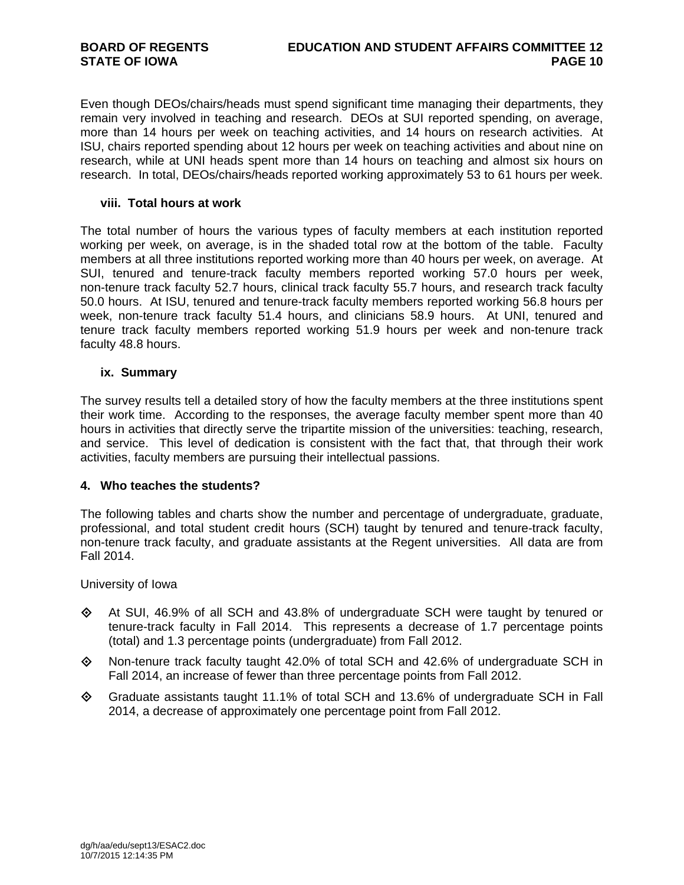Even though DEOs/chairs/heads must spend significant time managing their departments, they remain very involved in teaching and research. DEOs at SUI reported spending, on average, more than 14 hours per week on teaching activities, and 14 hours on research activities. At ISU, chairs reported spending about 12 hours per week on teaching activities and about nine on research, while at UNI heads spent more than 14 hours on teaching and almost six hours on research. In total, DEOs/chairs/heads reported working approximately 53 to 61 hours per week.

#### viii. Total hours at work

The total number of hours the various types of faculty members at each institution reported working per week, on average, is in the shaded total row at the bottom of the table. Faculty members at all three institutions reported working more than 40 hours per week, on average. At SUI, tenured and tenure-track faculty members reported working 57.0 hours per week, non-tenure track faculty 52.7 hours, clinical track faculty 55.7 hours, and research track faculty 50.0 hours. At ISU, tenured and tenure-track faculty members reported working 56.8 hours per week, non-tenure track faculty 51.4 hours, and clinicians 58.9 hours. At UNI, tenured and tenure track faculty members reported working 51.9 hours per week and non-tenure track faculty 48.8 hours.

#### ix. Summary

The survey results tell a detailed story of how the faculty members at the three institutions spent their work time. According to the responses, the average faculty member spent more than 40 hours in activities that directly serve the tripartite mission of the universities: teaching, research, and service. This level of dedication is consistent with the fact that, that through their work activities, faculty members are pursuing their intellectual passions.

### 4. Who teaches the students?

The following tables and charts show the number and percentage of undergraduate, graduate, professional, and total student credit hours (SCH) taught by tenured and tenure-track faculty, non-tenure track faculty, and graduate assistants at the Regent universities. All data are from Fall 2014.

University of Iowa

- At SUI, 46.9% of all SCH and 43.8% of undergraduate SCH were taught by tenured or tenure-track faculty in Fall 2014. This represents a decrease of 1.7 percentage points (total) and 1.3 percentage points (undergraduate) from Fall 2012.
- Non-tenure track faculty taught 42.0% of total SCH and 42.6% of undergraduate SCH in Fall 2014, an increase of fewer than three percentage points from Fall 2012.
- Graduate assistants taught 11.1% of total SCH and 13.6% of undergraduate SCH in Fall 2014, a decrease of approximately one percentage point from Fall 2012.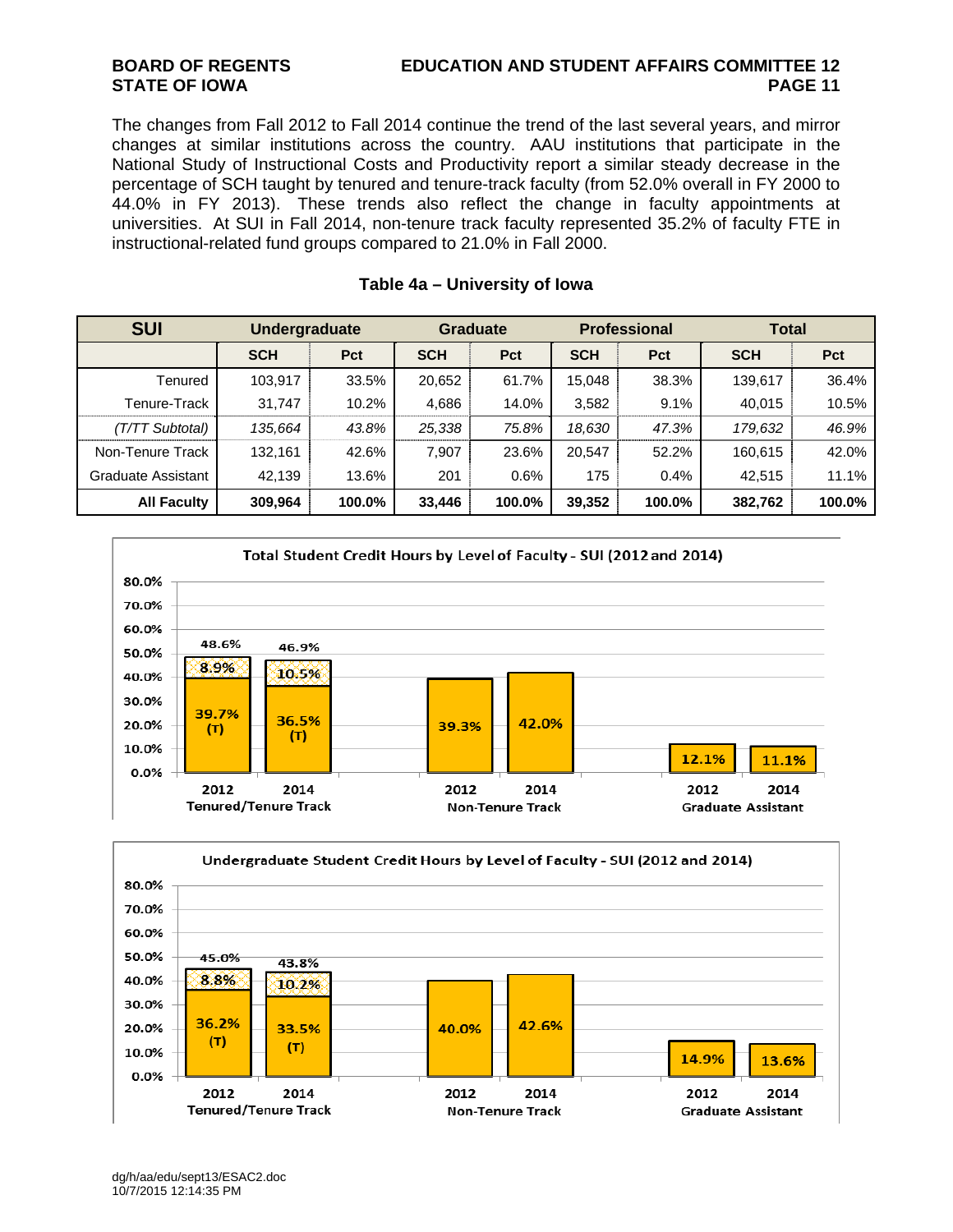The changes from Fall 2012 to Fall 2014 continue the trend of the last several years, and mirror changes at similar institutions across the country. AAU institutions that participate in the National Study of Instructional Costs and Productivity report a similar steady decrease in the percentage of SCH taught by tenured and tenure-track faculty (from 52.0% overall in FY 2000 to 44.0% in FY 2013). These trends also reflect the change in faculty appointments at universities. At SUI in Fall 2014, non-tenure track faculty represented 35.2% of faculty FTE in instructional-related fund groups compared to 21.0% in Fall 2000.

**Table 4a – University of Iowa**

| SUI | Undergraduate | | Graduate | | Professional | | Total | |
|---|---|---|---|---|---|---|---|---|
| | SCH | Pct | SCH | Pct | SCH | Pct | SCH | Pct |
| Tenured | 103,917 | 33.5% | 20,652 | 61.7% | 15,048 | 38.3% | 139,617 | 36.4% |
| Tenure-Track | 31,747 | 10.2% | 4,686 | 14.0% | 3,582 | 9.1% | 40,015 | 10.5% |
| *(T/TT Subtotal)* | *135,664* | *43.8%* | *25,338* | *75.8%* | *18,630* | *47.3%* | *179,632* | *46.9%* |
| Non-Tenure Track | 132,161 | 42.6% | 7,907 | 23.6% | 20,547 | 52.2% | 160,615 | 42.0% |
| Graduate Assistant | 42,139 | 13.6% | 201 | 0.6% | 175 | 0.4% | 42,515 | 11.1% |
| **All Faculty** | **309,964** | **100.0%** | **33,446** | **100.0%** | **39,352** | **100.0%** | **382,762** | **100.0%** |

**Total Student Credit Hours by Level of Faculty - SUI (2012 and 2014)**

| | 2012 | 2014 |
|---|---|---|
| Tenured/Tenure Track | 48.6% (39.7% (T), 8.9%) | 46.9% (36.5% (T), 10.5%) |
| Non-Tenure Track | 39.3% | 42.0% |
| Graduate Assistant | 12.1% | 11.1% |

**Undergraduate Student Credit Hours by Level of Faculty - SUI (2012 and 2014)**

| | 2012 | 2014 |
|---|---|---|
| Tenured/Tenure Track | 45.0% (36.2% (T), 8.8%) | 43.8% (33.5% (T), 10.2%) |
| Non-Tenure Track | 40.0% | 42.6% |
| Graduate Assistant | 14.9% | 13.6% |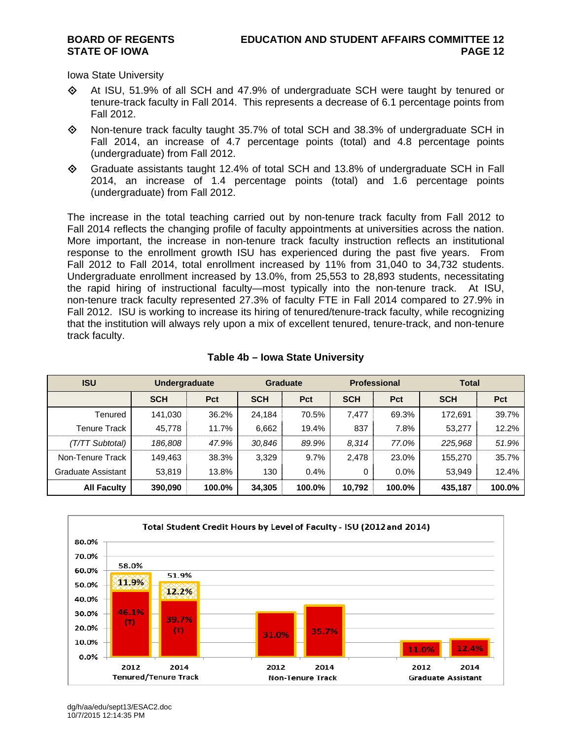Iowa State University

- At ISU, 51.9% of all SCH and 47.9% of undergraduate SCH were taught by tenured or tenure-track faculty in Fall 2014. This represents a decrease of 6.1 percentage points from Fall 2012.
- Non-tenure track faculty taught 35.7% of total SCH and 38.3% of undergraduate SCH in Fall 2014, an increase of 4.7 percentage points (total) and 4.8 percentage points (undergraduate) from Fall 2012.
- Graduate assistants taught 12.4% of total SCH and 13.8% of undergraduate SCH in Fall 2014, an increase of 1.4 percentage points (total) and 1.6 percentage points (undergraduate) from Fall 2012.

The increase in the total teaching carried out by non-tenure track faculty from Fall 2012 to Fall 2014 reflects the changing profile of faculty appointments at universities across the nation. More important, the increase in non-tenure track faculty instruction reflects an institutional response to the enrollment growth ISU has experienced during the past five years. From Fall 2012 to Fall 2014, total enrollment increased by 11% from 31,040 to 34,732 students. Undergraduate enrollment increased by 13.0%, from 25,553 to 28,893 students, necessitating the rapid hiring of instructional faculty—most typically into the non-tenure track. At ISU, non-tenure track faculty represented 27.3% of faculty FTE in Fall 2014 compared to 27.9% in Fall 2012. ISU is working to increase its hiring of tenured/tenure-track faculty, while recognizing that the institution will always rely upon a mix of excellent tenured, tenure-track, and non-tenure track faculty.

**Table 4b – Iowa State University**

| ISU | Undergraduate | | Graduate | | Professional | | Total | |
|---|---|---|---|---|---|---|---|---|
| | SCH | Pct | SCH | Pct | SCH | Pct | SCH | Pct |
| Tenured | 141,030 | 36.2% | 24,184 | 70.5% | 7,477 | 69.3% | 172,691 | 39.7% |
| Tenure Track | 45,778 | 11.7% | 6,662 | 19.4% | 837 | 7.8% | 53,277 | 12.2% |
| *(T/TT Subtotal)* | *186,808* | *47.9%* | *30,846* | *89.9%* | *8,314* | *77.0%* | *225,968* | *51.9%* |
| Non-Tenure Track | 149,463 | 38.3% | 3,329 | 9.7% | 2,478 | 23.0% | 155,270 | 35.7% |
| Graduate Assistant | 53,819 | 13.8% | 130 | 0.4% | 0 | 0.0% | 53,949 | 12.4% |
| **All Faculty** | **390,090** | **100.0%** | **34,305** | **100.0%** | **10,792** | **100.0%** | **435,187** | **100.0%** |

**Total Student Credit Hours by Level of Faculty - ISU (2012 and 2014)**

| Faculty Level | 2012 | 2014 |
|---|---|---|
| Tenured/Tenure Track | 58.0% (46.1% (T), 11.9%) | 51.9% (39.7% (T), 12.2%) |
| Non-Tenure Track | 31.0% | 35.7% |
| Graduate Assistant | 11.0% | 12.4% |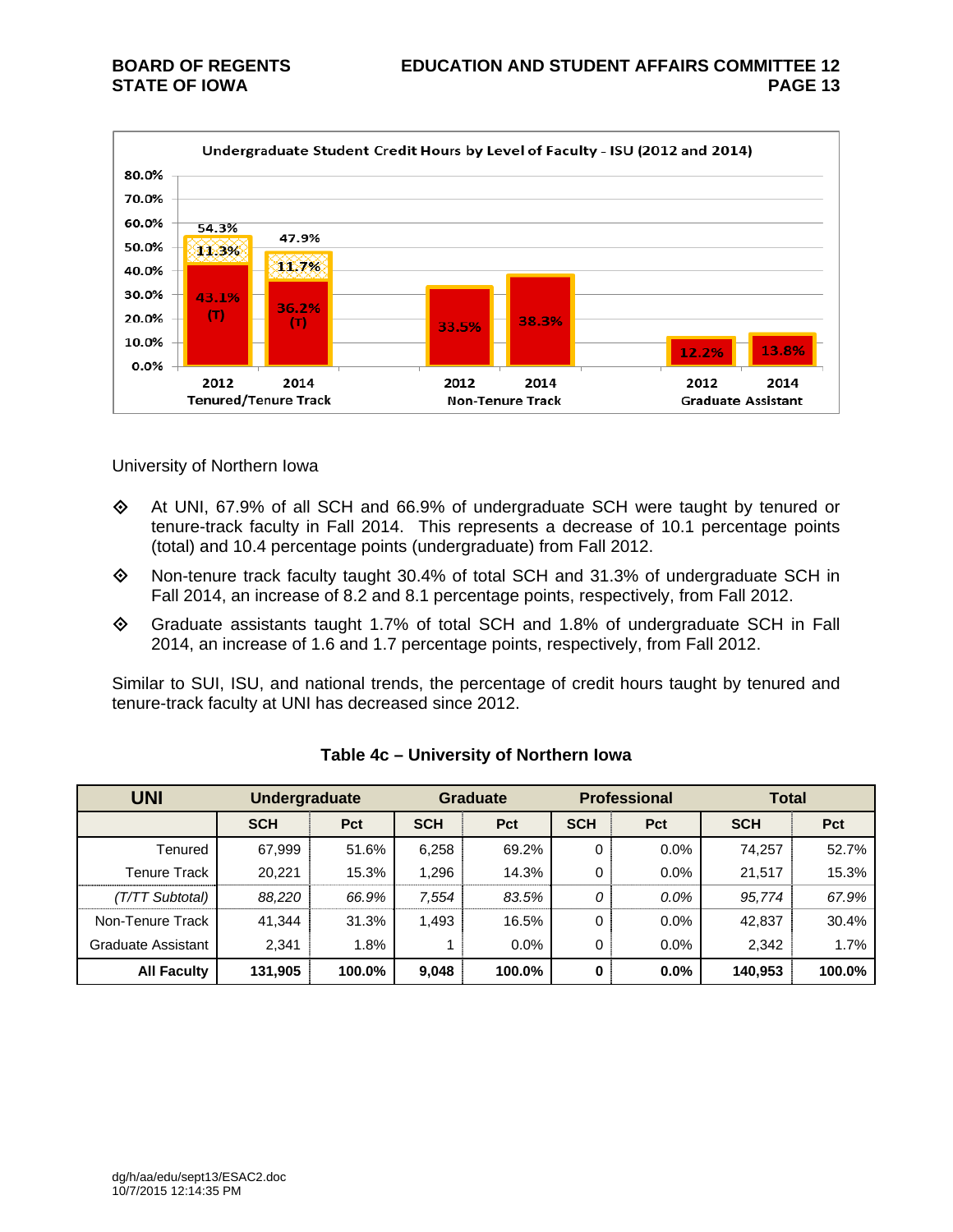**Undergraduate Student Credit Hours by Level of Faculty - ISU (2012 and 2014)**

| | 2012 | 2014 |
|---|---|---|
| Tenured/Tenure Track (total) | 54.3% | 47.9% |
| Tenured (T) | 43.1% | 36.2% |
| Tenure Track | 11.3% | 11.7% |
| Non-Tenure Track | 33.5% | 38.3% |
| Graduate Assistant | 12.2% | 13.8% |

University of Northern Iowa

- At UNI, 67.9% of all SCH and 66.9% of undergraduate SCH were taught by tenured or tenure-track faculty in Fall 2014. This represents a decrease of 10.1 percentage points (total) and 10.4 percentage points (undergraduate) from Fall 2012.
- Non-tenure track faculty taught 30.4% of total SCH and 31.3% of undergraduate SCH in Fall 2014, an increase of 8.2 and 8.1 percentage points, respectively, from Fall 2012.
- Graduate assistants taught 1.7% of total SCH and 1.8% of undergraduate SCH in Fall 2014, an increase of 1.6 and 1.7 percentage points, respectively, from Fall 2012.

Similar to SUI, ISU, and national trends, the percentage of credit hours taught by tenured and tenure-track faculty at UNI has decreased since 2012.

**Table 4c – University of Northern Iowa**

| UNI | Undergraduate | | Graduate | | Professional | | Total | |
|---|---|---|---|---|---|---|---|---|
| | SCH | Pct | SCH | Pct | SCH | Pct | SCH | Pct |
| Tenured | 67,999 | 51.6% | 6,258 | 69.2% | 0 | 0.0% | 74,257 | 52.7% |
| Tenure Track | 20,221 | 15.3% | 1,296 | 14.3% | 0 | 0.0% | 21,517 | 15.3% |
| *(T/TT Subtotal)* | *88,220* | *66.9%* | *7,554* | *83.5%* | *0* | *0.0%* | *95,774* | *67.9%* |
| Non-Tenure Track | 41,344 | 31.3% | 1,493 | 16.5% | 0 | 0.0% | 42,837 | 30.4% |
| Graduate Assistant | 2,341 | 1.8% | 1 | 0.0% | 0 | 0.0% | 2,342 | 1.7% |
| **All Faculty** | **131,905** | **100.0%** | **9,048** | **100.0%** | **0** | **0.0%** | **140,953** | **100.0%** |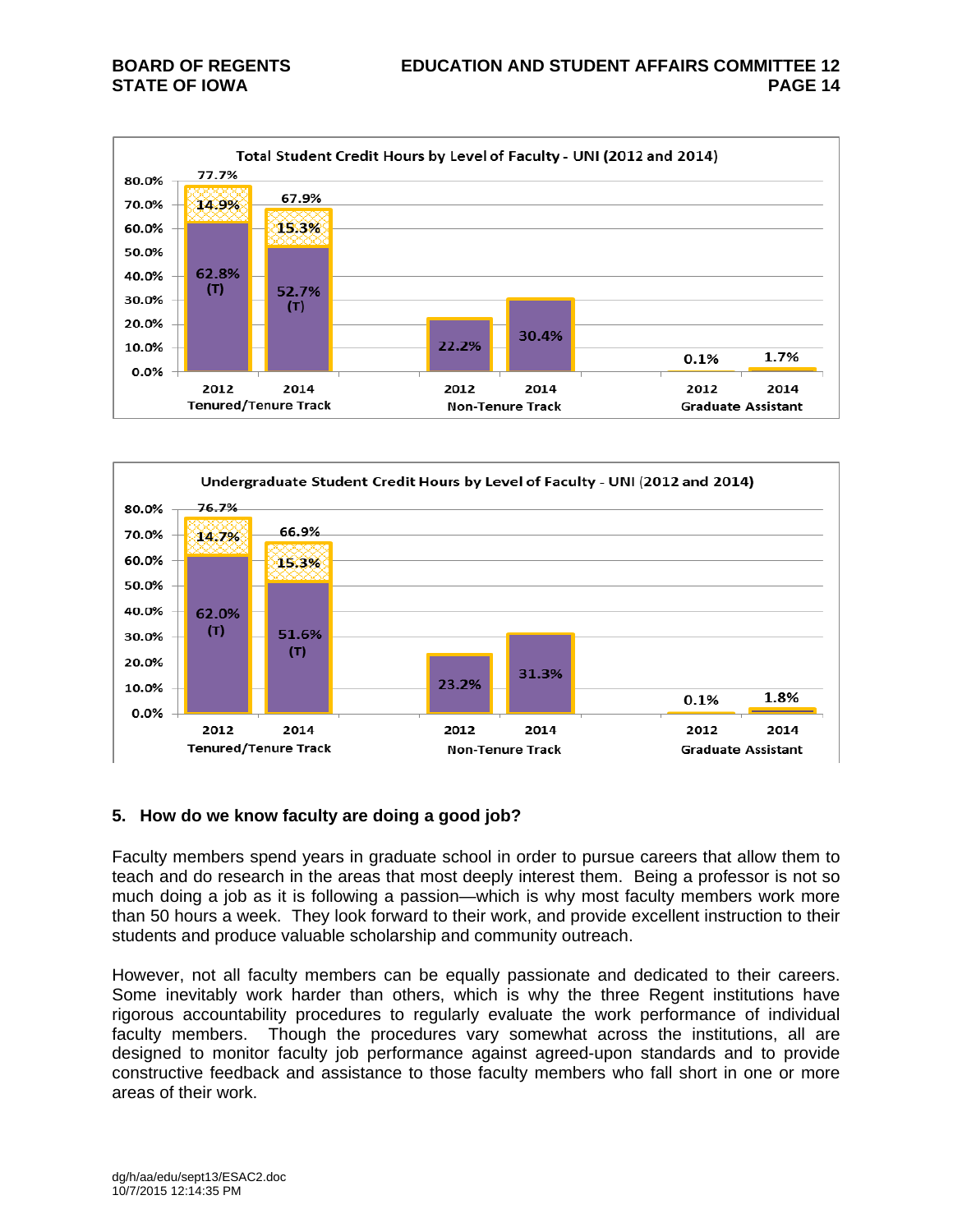**Total Student Credit Hours by Level of Faculty - UNI (2012 and 2014)**

| Level of Faculty | 2012 | 2014 |
|---|---|---|
| Tenured/Tenure Track (total) | 77.7% | 67.9% |
| Tenured (T) | 62.8% | 52.7% |
| Tenure Track | 14.9% | 15.3% |
| Non-Tenure Track | 22.2% | 30.4% |
| Graduate Assistant | 0.1% | 1.7% |

**Undergraduate Student Credit Hours by Level of Faculty - UNI (2012 and 2014)**

| Level of Faculty | 2012 | 2014 |
|---|---|---|
| Tenured/Tenure Track (total) | 76.7% | 66.9% |
| Tenured (T) | 62.0% | 51.6% |
| Tenure Track | 14.7% | 15.3% |
| Non-Tenure Track | 23.2% | 31.3% |
| Graduate Assistant | 0.1% | 1.8% |

## 5. How do we know faculty are doing a good job?

Faculty members spend years in graduate school in order to pursue careers that allow them to teach and do research in the areas that most deeply interest them. Being a professor is not so much doing a job as it is following a passion—which is why most faculty members work more than 50 hours a week. They look forward to their work, and provide excellent instruction to their students and produce valuable scholarship and community outreach.

However, not all faculty members can be equally passionate and dedicated to their careers. Some inevitably work harder than others, which is why the three Regent institutions have rigorous accountability procedures to regularly evaluate the work performance of individual faculty members. Though the procedures vary somewhat across the institutions, all are designed to monitor faculty job performance against agreed-upon standards and to provide constructive feedback and assistance to those faculty members who fall short in one or more areas of their work.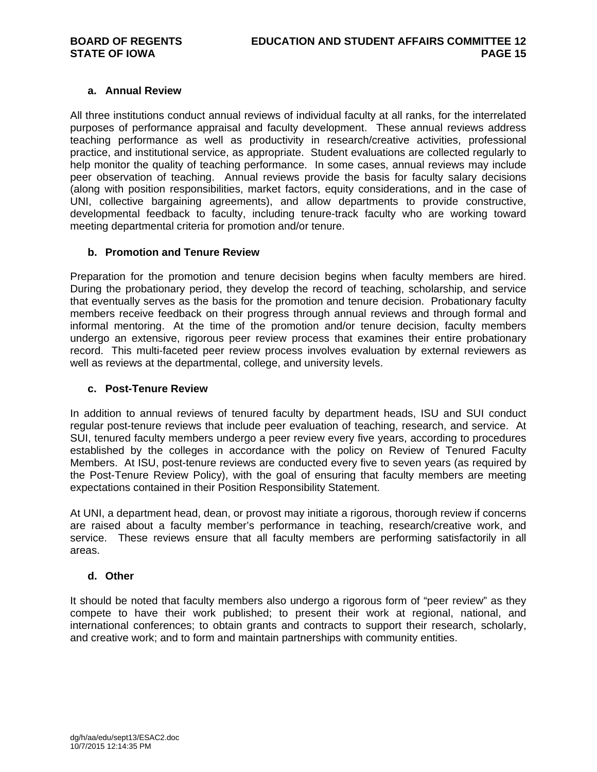### a. Annual Review

All three institutions conduct annual reviews of individual faculty at all ranks, for the interrelated purposes of performance appraisal and faculty development. These annual reviews address teaching performance as well as productivity in research/creative activities, professional practice, and institutional service, as appropriate. Student evaluations are collected regularly to help monitor the quality of teaching performance. In some cases, annual reviews may include peer observation of teaching. Annual reviews provide the basis for faculty salary decisions (along with position responsibilities, market factors, equity considerations, and in the case of UNI, collective bargaining agreements), and allow departments to provide constructive, developmental feedback to faculty, including tenure-track faculty who are working toward meeting departmental criteria for promotion and/or tenure.

### b. Promotion and Tenure Review

Preparation for the promotion and tenure decision begins when faculty members are hired. During the probationary period, they develop the record of teaching, scholarship, and service that eventually serves as the basis for the promotion and tenure decision. Probationary faculty members receive feedback on their progress through annual reviews and through formal and informal mentoring. At the time of the promotion and/or tenure decision, faculty members undergo an extensive, rigorous peer review process that examines their entire probationary record. This multi-faceted peer review process involves evaluation by external reviewers as well as reviews at the departmental, college, and university levels.

### c. Post-Tenure Review

In addition to annual reviews of tenured faculty by department heads, ISU and SUI conduct regular post-tenure reviews that include peer evaluation of teaching, research, and service. At SUI, tenured faculty members undergo a peer review every five years, according to procedures established by the colleges in accordance with the policy on Review of Tenured Faculty Members. At ISU, post-tenure reviews are conducted every five to seven years (as required by the Post-Tenure Review Policy), with the goal of ensuring that faculty members are meeting expectations contained in their Position Responsibility Statement.

At UNI, a department head, dean, or provost may initiate a rigorous, thorough review if concerns are raised about a faculty member's performance in teaching, research/creative work, and service. These reviews ensure that all faculty members are performing satisfactorily in all areas.

### d. Other

It should be noted that faculty members also undergo a rigorous form of "peer review" as they compete to have their work published; to present their work at regional, national, and international conferences; to obtain grants and contracts to support their research, scholarly, and creative work; and to form and maintain partnerships with community entities.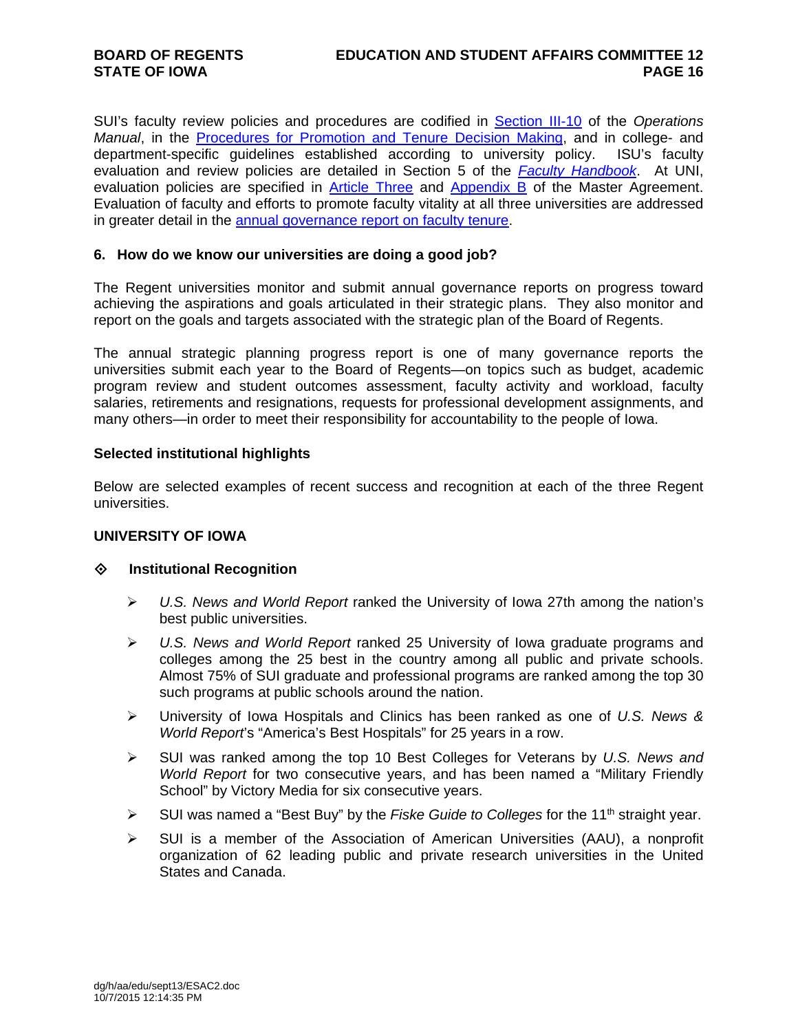SUI's faculty review policies and procedures are codified in Section III-10 of the *Operations Manual*, in the Procedures for Promotion and Tenure Decision Making, and in college- and department-specific guidelines established according to university policy. ISU's faculty evaluation and review policies are detailed in Section 5 of the *Faculty Handbook*. At UNI, evaluation policies are specified in Article Three and Appendix B of the Master Agreement. Evaluation of faculty and efforts to promote faculty vitality at all three universities are addressed in greater detail in the annual governance report on faculty tenure.

**6. How do we know our universities are doing a good job?**

The Regent universities monitor and submit annual governance reports on progress toward achieving the aspirations and goals articulated in their strategic plans. They also monitor and report on the goals and targets associated with the strategic plan of the Board of Regents.

The annual strategic planning progress report is one of many governance reports the universities submit each year to the Board of Regents—on topics such as budget, academic program review and student outcomes assessment, faculty activity and workload, faculty salaries, retirements and resignations, requests for professional development assignments, and many others—in order to meet their responsibility for accountability to the people of Iowa.

**Selected institutional highlights**

Below are selected examples of recent success and recognition at each of the three Regent universities.

**UNIVERSITY OF IOWA**

- **Institutional Recognition**
  - *U.S. News and World Report* ranked the University of Iowa 27th among the nation's best public universities.
  - *U.S. News and World Report* ranked 25 University of Iowa graduate programs and colleges among the 25 best in the country among all public and private schools. Almost 75% of SUI graduate and professional programs are ranked among the top 30 such programs at public schools around the nation.
  - University of Iowa Hospitals and Clinics has been ranked as one of *U.S. News & World Report*'s "America's Best Hospitals" for 25 years in a row.
  - SUI was ranked among the top 10 Best Colleges for Veterans by *U.S. News and World Report* for two consecutive years, and has been named a "Military Friendly School" by Victory Media for six consecutive years.
  - SUI was named a "Best Buy" by the *Fiske Guide to Colleges* for the 11th straight year.
  - SUI is a member of the Association of American Universities (AAU), a nonprofit organization of 62 leading public and private research universities in the United States and Canada.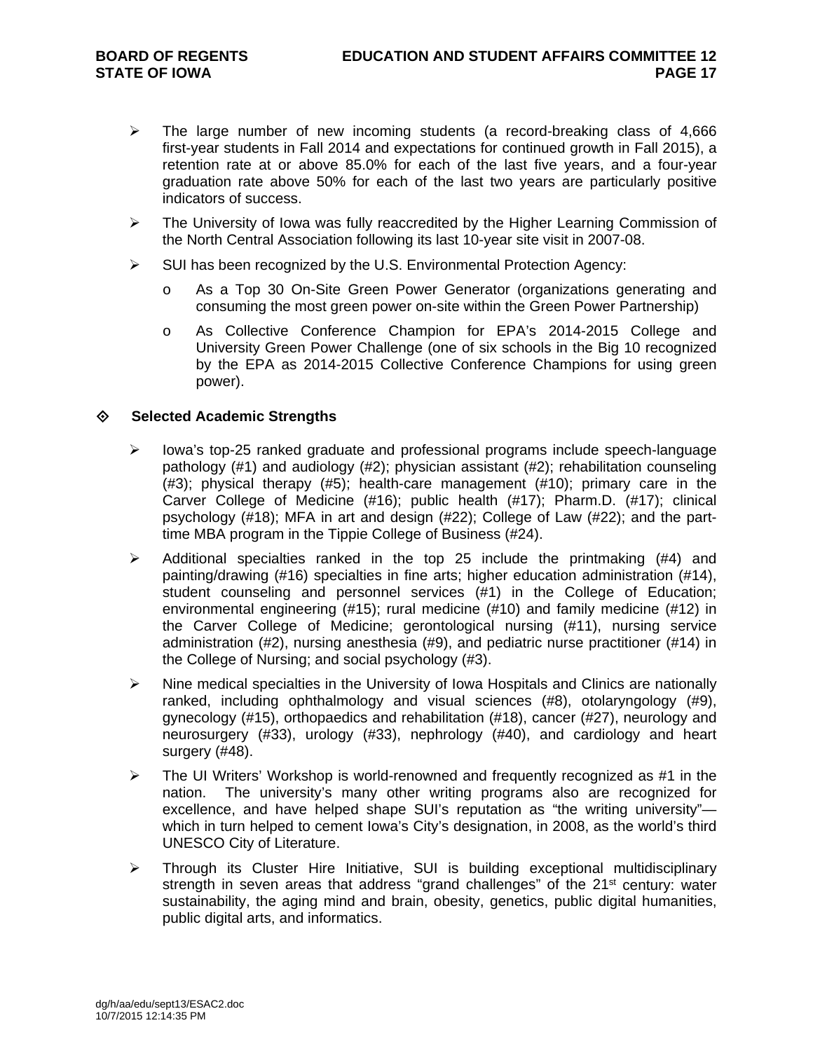- The large number of new incoming students (a record-breaking class of 4,666 first-year students in Fall 2014 and expectations for continued growth in Fall 2015), a retention rate at or above 85.0% for each of the last five years, and a four-year graduation rate above 50% for each of the last two years are particularly positive indicators of success.
- The University of Iowa was fully reaccredited by the Higher Learning Commission of the North Central Association following its last 10-year site visit in 2007-08.
- SUI has been recognized by the U.S. Environmental Protection Agency:
  - As a Top 30 On-Site Green Power Generator (organizations generating and consuming the most green power on-site within the Green Power Partnership)
  - As Collective Conference Champion for EPA's 2014-2015 College and University Green Power Challenge (one of six schools in the Big 10 recognized by the EPA as 2014-2015 Collective Conference Champions for using green power).

### Selected Academic Strengths

- Iowa's top-25 ranked graduate and professional programs include speech-language pathology (#1) and audiology (#2); physician assistant (#2); rehabilitation counseling (#3); physical therapy (#5); health-care management (#10); primary care in the Carver College of Medicine (#16); public health (#17); Pharm.D. (#17); clinical psychology (#18); MFA in art and design (#22); College of Law (#22); and the part-time MBA program in the Tippie College of Business (#24).
- Additional specialties ranked in the top 25 include the printmaking (#4) and painting/drawing (#16) specialties in fine arts; higher education administration (#14), student counseling and personnel services (#1) in the College of Education; environmental engineering (#15); rural medicine (#10) and family medicine (#12) in the Carver College of Medicine; gerontological nursing (#11), nursing service administration (#2), nursing anesthesia (#9), and pediatric nurse practitioner (#14) in the College of Nursing; and social psychology (#3).
- Nine medical specialties in the University of Iowa Hospitals and Clinics are nationally ranked, including ophthalmology and visual sciences (#8), otolaryngology (#9), gynecology (#15), orthopaedics and rehabilitation (#18), cancer (#27), neurology and neurosurgery (#33), urology (#33), nephrology (#40), and cardiology and heart surgery (#48).
- The UI Writers' Workshop is world-renowned and frequently recognized as #1 in the nation. The university's many other writing programs also are recognized for excellence, and have helped shape SUI's reputation as "the writing university"—which in turn helped to cement Iowa's City's designation, in 2008, as the world's third UNESCO City of Literature.
- Through its Cluster Hire Initiative, SUI is building exceptional multidisciplinary strength in seven areas that address "grand challenges" of the 21st century: water sustainability, the aging mind and brain, obesity, genetics, public digital humanities, public digital arts, and informatics.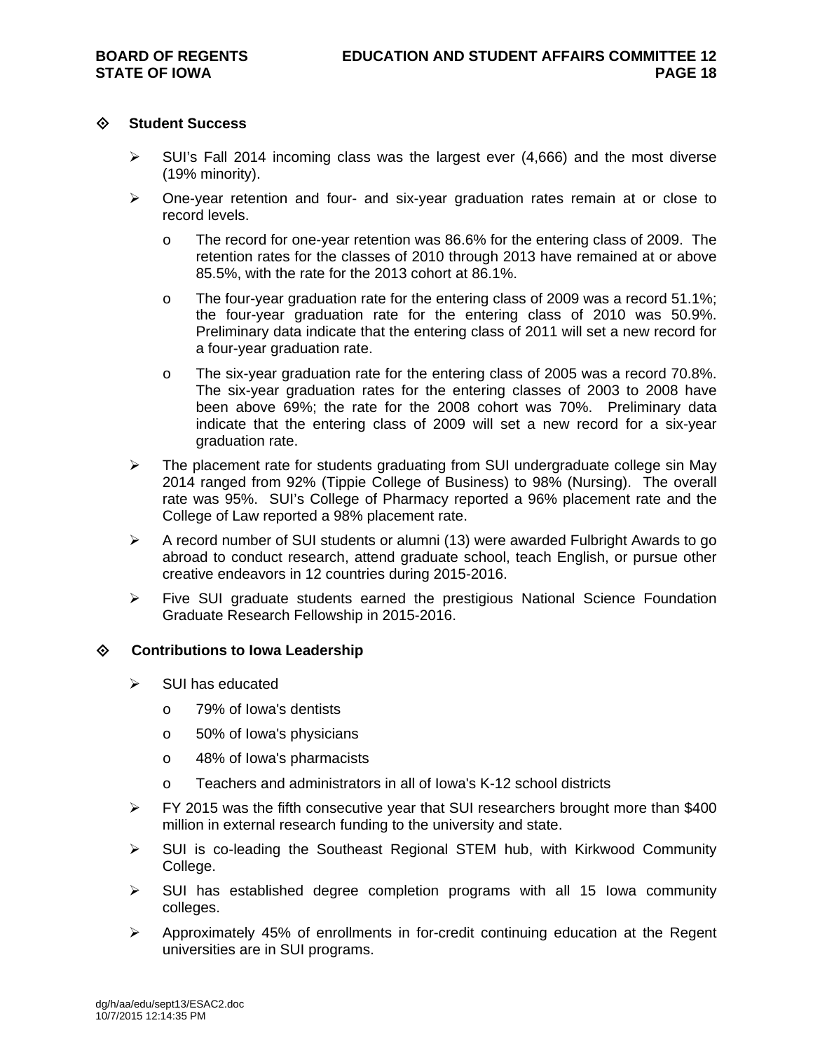## Student Success

- SUI's Fall 2014 incoming class was the largest ever (4,666) and the most diverse (19% minority).
- One-year retention and four- and six-year graduation rates remain at or close to record levels.
  - The record for one-year retention was 86.6% for the entering class of 2009. The retention rates for the classes of 2010 through 2013 have remained at or above 85.5%, with the rate for the 2013 cohort at 86.1%.
  - The four-year graduation rate for the entering class of 2009 was a record 51.1%; the four-year graduation rate for the entering class of 2010 was 50.9%. Preliminary data indicate that the entering class of 2011 will set a new record for a four-year graduation rate.
  - The six-year graduation rate for the entering class of 2005 was a record 70.8%. The six-year graduation rates for the entering classes of 2003 to 2008 have been above 69%; the rate for the 2008 cohort was 70%. Preliminary data indicate that the entering class of 2009 will set a new record for a six-year graduation rate.
- The placement rate for students graduating from SUI undergraduate college sin May 2014 ranged from 92% (Tippie College of Business) to 98% (Nursing). The overall rate was 95%. SUI's College of Pharmacy reported a 96% placement rate and the College of Law reported a 98% placement rate.
- A record number of SUI students or alumni (13) were awarded Fulbright Awards to go abroad to conduct research, attend graduate school, teach English, or pursue other creative endeavors in 12 countries during 2015-2016.
- Five SUI graduate students earned the prestigious National Science Foundation Graduate Research Fellowship in 2015-2016.

## Contributions to Iowa Leadership

- SUI has educated
  - 79% of Iowa's dentists
  - 50% of Iowa's physicians
  - 48% of Iowa's pharmacists
  - Teachers and administrators in all of Iowa's K-12 school districts
- FY 2015 was the fifth consecutive year that SUI researchers brought more than $400 million in external research funding to the university and state.
- SUI is co-leading the Southeast Regional STEM hub, with Kirkwood Community College.
- SUI has established degree completion programs with all 15 Iowa community colleges.
- Approximately 45% of enrollments in for-credit continuing education at the Regent universities are in SUI programs.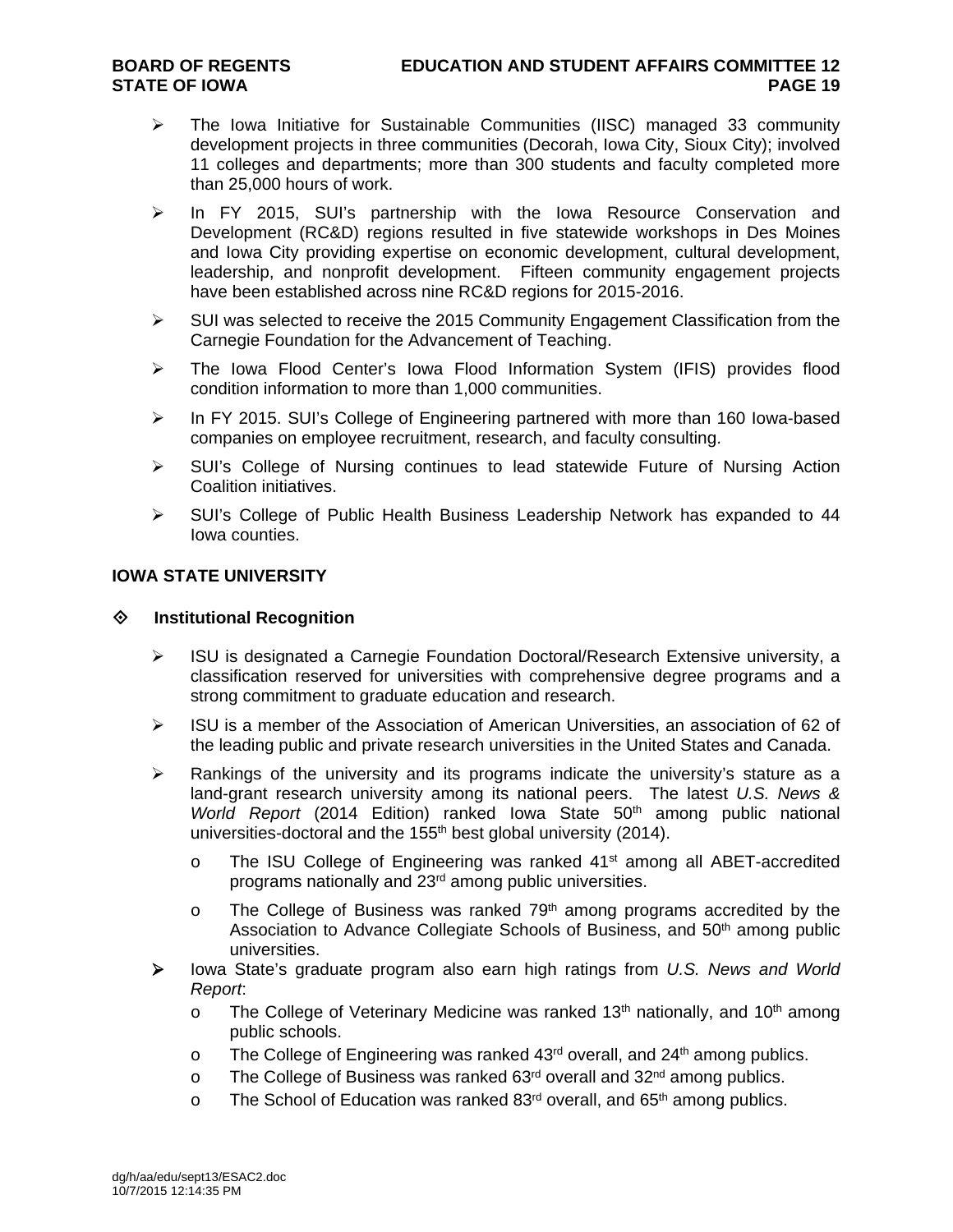- The Iowa Initiative for Sustainable Communities (IISC) managed 33 community development projects in three communities (Decorah, Iowa City, Sioux City); involved 11 colleges and departments; more than 300 students and faculty completed more than 25,000 hours of work.
- In FY 2015, SUI's partnership with the Iowa Resource Conservation and Development (RC&D) regions resulted in five statewide workshops in Des Moines and Iowa City providing expertise on economic development, cultural development, leadership, and nonprofit development. Fifteen community engagement projects have been established across nine RC&D regions for 2015-2016.
- SUI was selected to receive the 2015 Community Engagement Classification from the Carnegie Foundation for the Advancement of Teaching.
- The Iowa Flood Center's Iowa Flood Information System (IFIS) provides flood condition information to more than 1,000 communities.
- In FY 2015. SUI's College of Engineering partnered with more than 160 Iowa-based companies on employee recruitment, research, and faculty consulting.
- SUI's College of Nursing continues to lead statewide Future of Nursing Action Coalition initiatives.
- SUI's College of Public Health Business Leadership Network has expanded to 44 Iowa counties.

## IOWA STATE UNIVERSITY

### Institutional Recognition

- ISU is designated a Carnegie Foundation Doctoral/Research Extensive university, a classification reserved for universities with comprehensive degree programs and a strong commitment to graduate education and research.
- ISU is a member of the Association of American Universities, an association of 62 of the leading public and private research universities in the United States and Canada.
- Rankings of the university and its programs indicate the university's stature as a land-grant research university among its national peers. The latest *U.S. News & World Report* (2014 Edition) ranked Iowa State 50th among public national universities-doctoral and the 155th best global university (2014).
  - The ISU College of Engineering was ranked 41st among all ABET-accredited programs nationally and 23rd among public universities.
  - The College of Business was ranked 79th among programs accredited by the Association to Advance Collegiate Schools of Business, and 50th among public universities.
- Iowa State's graduate program also earn high ratings from *U.S. News and World Report*:
  - The College of Veterinary Medicine was ranked 13th nationally, and 10th among public schools.
  - The College of Engineering was ranked 43rd overall, and 24th among publics.
  - The College of Business was ranked 63rd overall and 32nd among publics.
  - The School of Education was ranked 83rd overall, and 65th among publics.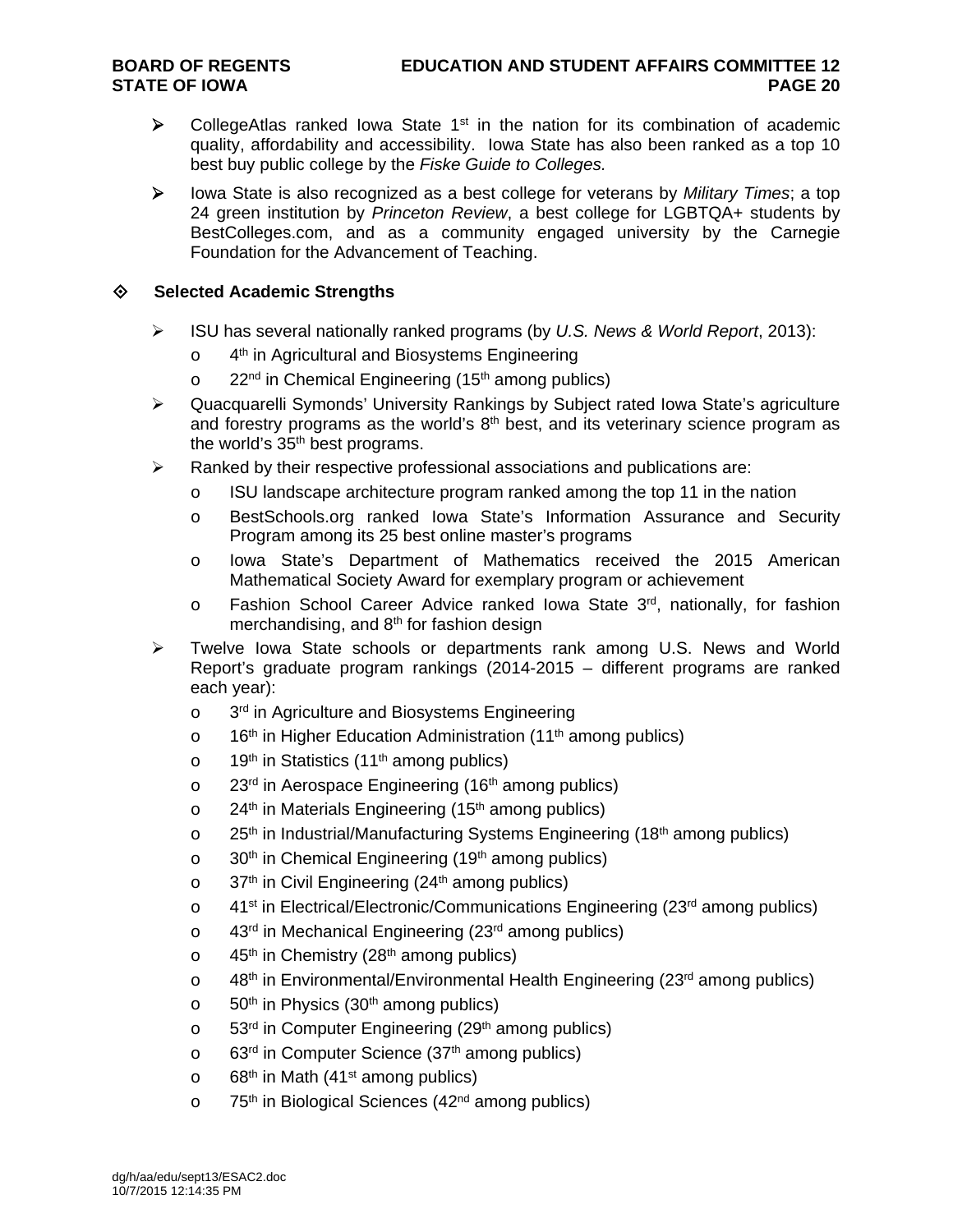- CollegeAtlas ranked Iowa State 1st in the nation for its combination of academic quality, affordability and accessibility. Iowa State has also been ranked as a top 10 best buy public college by the *Fiske Guide to Colleges.*
- Iowa State is also recognized as a best college for veterans by *Military Times*; a top 24 green institution by *Princeton Review*, a best college for LGBTQA+ students by BestColleges.com, and as a community engaged university by the Carnegie Foundation for the Advancement of Teaching.

## Selected Academic Strengths

- ISU has several nationally ranked programs (by *U.S. News & World Report*, 2013):
  - 4th in Agricultural and Biosystems Engineering
  - 22nd in Chemical Engineering (15th among publics)
- Quacquarelli Symonds' University Rankings by Subject rated Iowa State's agriculture and forestry programs as the world's 8th best, and its veterinary science program as the world's 35th best programs.
- Ranked by their respective professional associations and publications are:
  - ISU landscape architecture program ranked among the top 11 in the nation
  - BestSchools.org ranked Iowa State's Information Assurance and Security Program among its 25 best online master's programs
  - Iowa State's Department of Mathematics received the 2015 American Mathematical Society Award for exemplary program or achievement
  - Fashion School Career Advice ranked Iowa State 3rd, nationally, for fashion merchandising, and 8th for fashion design
- Twelve Iowa State schools or departments rank among U.S. News and World Report's graduate program rankings (2014-2015 – different programs are ranked each year):
  - 3rd in Agriculture and Biosystems Engineering
  - 16th in Higher Education Administration (11th among publics)
  - 19th in Statistics (11th among publics)
  - 23rd in Aerospace Engineering (16th among publics)
  - 24th in Materials Engineering (15th among publics)
  - 25th in Industrial/Manufacturing Systems Engineering (18th among publics)
  - 30th in Chemical Engineering (19th among publics)
  - 37th in Civil Engineering (24th among publics)
  - 41st in Electrical/Electronic/Communications Engineering (23rd among publics)
  - 43rd in Mechanical Engineering (23rd among publics)
  - 45th in Chemistry (28th among publics)
  - 48th in Environmental/Environmental Health Engineering (23rd among publics)
  - 50th in Physics (30th among publics)
  - 53rd in Computer Engineering (29th among publics)
  - 63rd in Computer Science (37th among publics)
  - 68th in Math (41st among publics)
  - 75th in Biological Sciences (42nd among publics)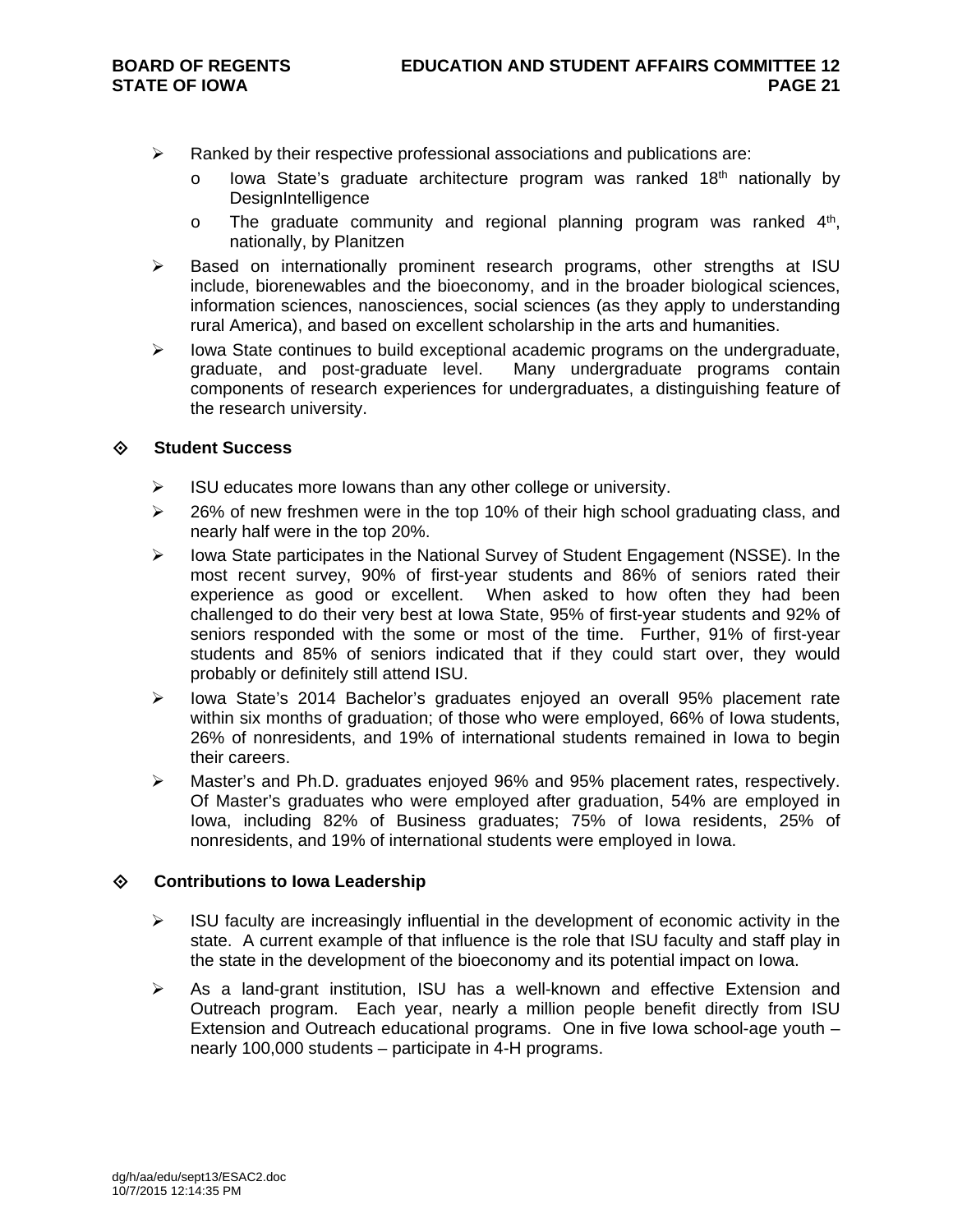- Ranked by their respective professional associations and publications are:
  - Iowa State's graduate architecture program was ranked 18th nationally by DesignIntelligence
  - The graduate community and regional planning program was ranked 4th, nationally, by Planitzen
- Based on internationally prominent research programs, other strengths at ISU include, biorenewables and the bioeconomy, and in the broader biological sciences, information sciences, nanosciences, social sciences (as they apply to understanding rural America), and based on excellent scholarship in the arts and humanities.
- Iowa State continues to build exceptional academic programs on the undergraduate, graduate, and post-graduate level. Many undergraduate programs contain components of research experiences for undergraduates, a distinguishing feature of the research university.

### Student Success

- ISU educates more Iowans than any other college or university.
- 26% of new freshmen were in the top 10% of their high school graduating class, and nearly half were in the top 20%.
- Iowa State participates in the National Survey of Student Engagement (NSSE). In the most recent survey, 90% of first-year students and 86% of seniors rated their experience as good or excellent. When asked to how often they had been challenged to do their very best at Iowa State, 95% of first-year students and 92% of seniors responded with the some or most of the time. Further, 91% of first-year students and 85% of seniors indicated that if they could start over, they would probably or definitely still attend ISU.
- Iowa State's 2014 Bachelor's graduates enjoyed an overall 95% placement rate within six months of graduation; of those who were employed, 66% of Iowa students, 26% of nonresidents, and 19% of international students remained in Iowa to begin their careers.
- Master's and Ph.D. graduates enjoyed 96% and 95% placement rates, respectively. Of Master's graduates who were employed after graduation, 54% are employed in Iowa, including 82% of Business graduates; 75% of Iowa residents, 25% of nonresidents, and 19% of international students were employed in Iowa.

### Contributions to Iowa Leadership

- ISU faculty are increasingly influential in the development of economic activity in the state. A current example of that influence is the role that ISU faculty and staff play in the state in the development of the bioeconomy and its potential impact on Iowa.
- As a land-grant institution, ISU has a well-known and effective Extension and Outreach program. Each year, nearly a million people benefit directly from ISU Extension and Outreach educational programs. One in five Iowa school-age youth – nearly 100,000 students – participate in 4-H programs.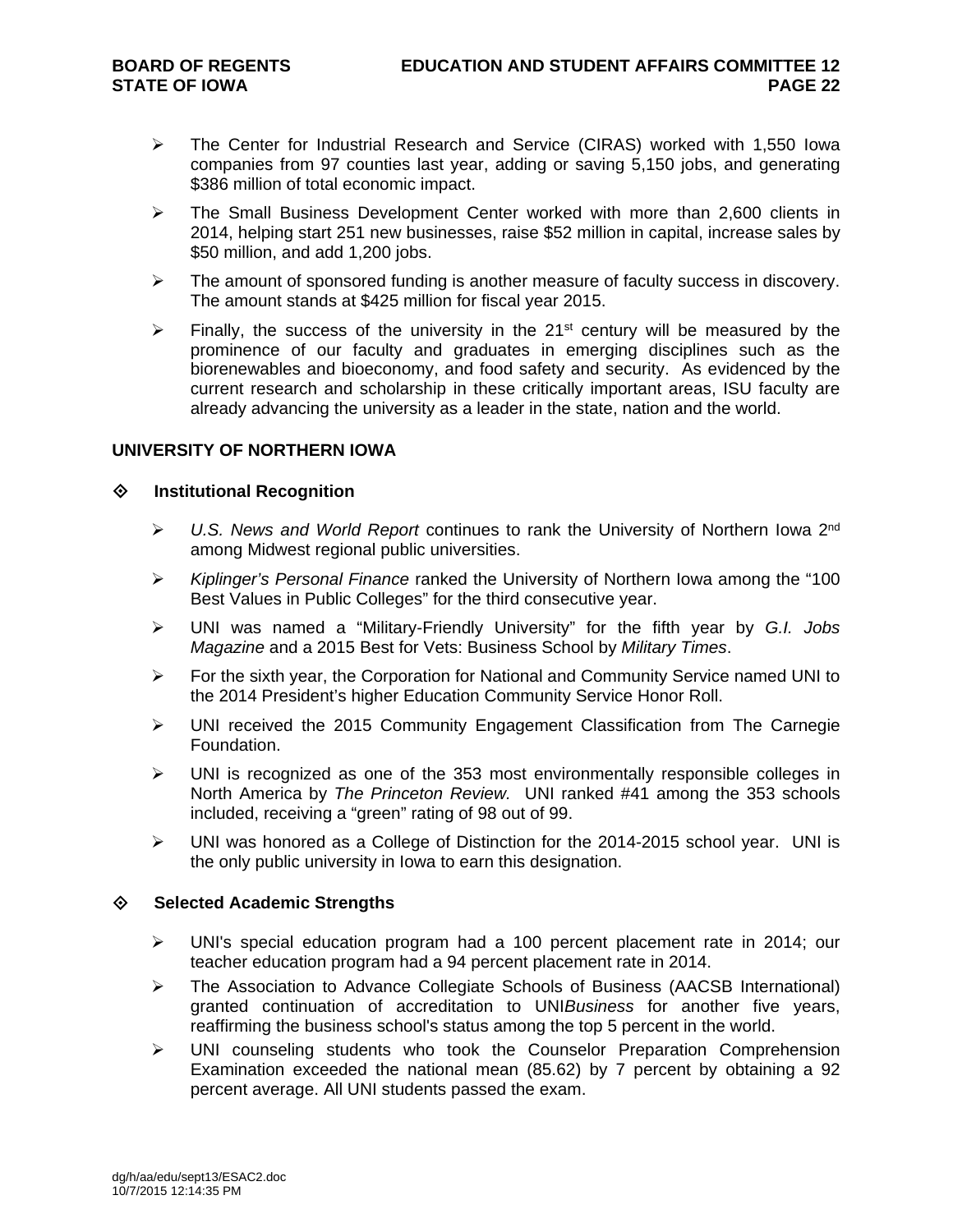- The Center for Industrial Research and Service (CIRAS) worked with 1,550 Iowa companies from 97 counties last year, adding or saving 5,150 jobs, and generating \$386 million of total economic impact.
- The Small Business Development Center worked with more than 2,600 clients in 2014, helping start 251 new businesses, raise \$52 million in capital, increase sales by \$50 million, and add 1,200 jobs.
- The amount of sponsored funding is another measure of faculty success in discovery. The amount stands at \$425 million for fiscal year 2015.
- Finally, the success of the university in the 21st century will be measured by the prominence of our faculty and graduates in emerging disciplines such as the biorenewables and bioeconomy, and food safety and security. As evidenced by the current research and scholarship in these critically important areas, ISU faculty are already advancing the university as a leader in the state, nation and the world.

## UNIVERSITY OF NORTHERN IOWA

### Institutional Recognition

- *U.S. News and World Report* continues to rank the University of Northern Iowa 2nd among Midwest regional public universities.
- *Kiplinger's Personal Finance* ranked the University of Northern Iowa among the "100 Best Values in Public Colleges" for the third consecutive year.
- UNI was named a "Military-Friendly University" for the fifth year by *G.I. Jobs Magazine* and a 2015 Best for Vets: Business School by *Military Times*.
- For the sixth year, the Corporation for National and Community Service named UNI to the 2014 President's higher Education Community Service Honor Roll.
- UNI received the 2015 Community Engagement Classification from The Carnegie Foundation.
- UNI is recognized as one of the 353 most environmentally responsible colleges in North America by *The Princeton Review*. UNI ranked #41 among the 353 schools included, receiving a "green" rating of 98 out of 99.
- UNI was honored as a College of Distinction for the 2014-2015 school year. UNI is the only public university in Iowa to earn this designation.

### Selected Academic Strengths

- UNI's special education program had a 100 percent placement rate in 2014; our teacher education program had a 94 percent placement rate in 2014.
- The Association to Advance Collegiate Schools of Business (AACSB International) granted continuation of accreditation to UNI*Business* for another five years, reaffirming the business school's status among the top 5 percent in the world.
- UNI counseling students who took the Counselor Preparation Comprehension Examination exceeded the national mean (85.62) by 7 percent by obtaining a 92 percent average. All UNI students passed the exam.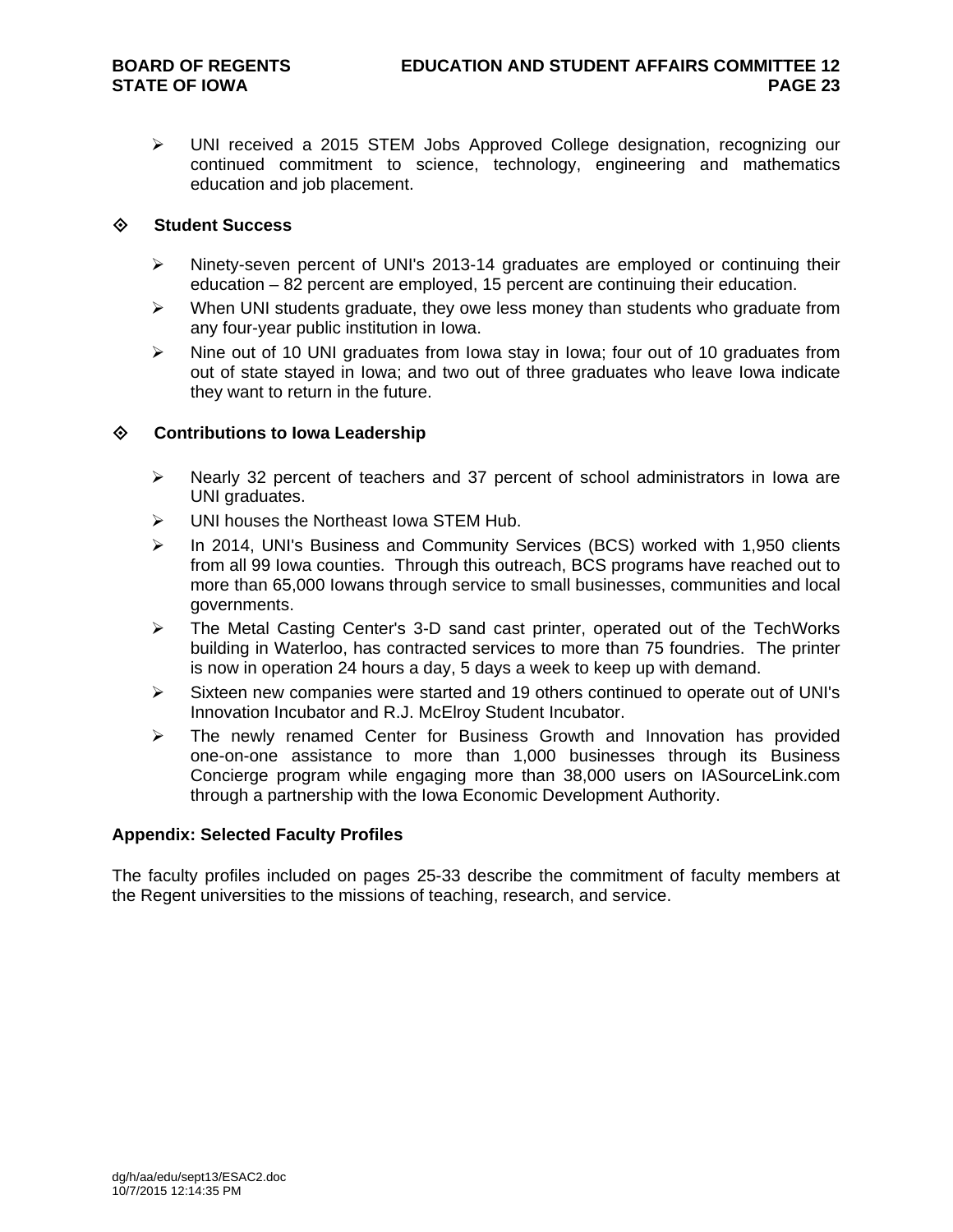- UNI received a 2015 STEM Jobs Approved College designation, recognizing our continued commitment to science, technology, engineering and mathematics education and job placement.

### Student Success

- Ninety-seven percent of UNI's 2013-14 graduates are employed or continuing their education – 82 percent are employed, 15 percent are continuing their education.
- When UNI students graduate, they owe less money than students who graduate from any four-year public institution in Iowa.
- Nine out of 10 UNI graduates from Iowa stay in Iowa; four out of 10 graduates from out of state stayed in Iowa; and two out of three graduates who leave Iowa indicate they want to return in the future.

### Contributions to Iowa Leadership

- Nearly 32 percent of teachers and 37 percent of school administrators in Iowa are UNI graduates.
- UNI houses the Northeast Iowa STEM Hub.
- In 2014, UNI's Business and Community Services (BCS) worked with 1,950 clients from all 99 Iowa counties. Through this outreach, BCS programs have reached out to more than 65,000 Iowans through service to small businesses, communities and local governments.
- The Metal Casting Center's 3-D sand cast printer, operated out of the TechWorks building in Waterloo, has contracted services to more than 75 foundries. The printer is now in operation 24 hours a day, 5 days a week to keep up with demand.
- Sixteen new companies were started and 19 others continued to operate out of UNI's Innovation Incubator and R.J. McElroy Student Incubator.
- The newly renamed Center for Business Growth and Innovation has provided one-on-one assistance to more than 1,000 businesses through its Business Concierge program while engaging more than 38,000 users on IASourceLink.com through a partnership with the Iowa Economic Development Authority.

**Appendix: Selected Faculty Profiles**

The faculty profiles included on pages 25-33 describe the commitment of faculty members at the Regent universities to the missions of teaching, research, and service.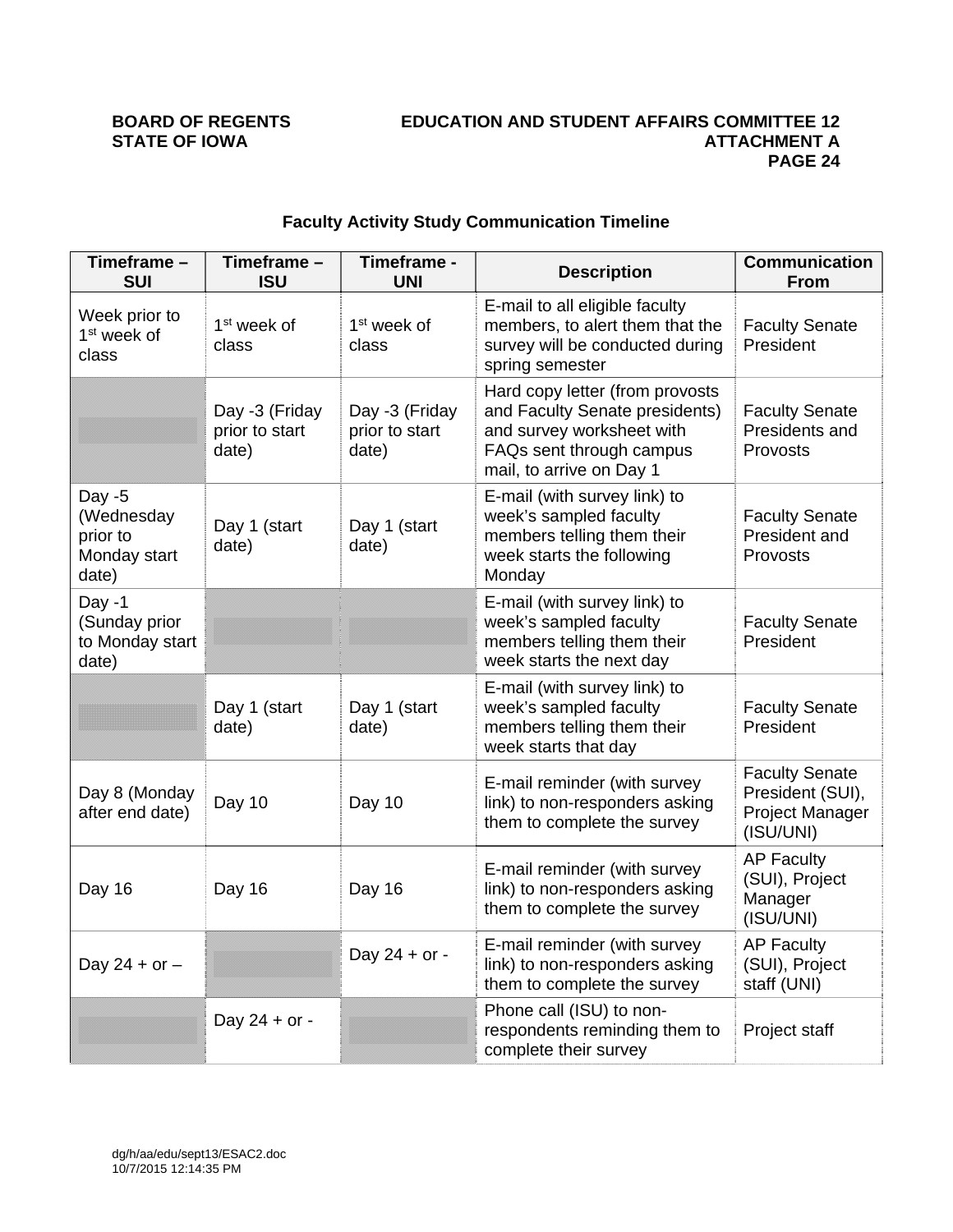### Faculty Activity Study Communication Timeline

| Timeframe – SUI | Timeframe – ISU | Timeframe - UNI | Description | Communication From |
|---|---|---|---|---|
| Week prior to 1st week of class | 1st week of class | 1st week of class | E-mail to all eligible faculty members, to alert them that the survey will be conducted during spring semester | Faculty Senate President |
| | Day -3 (Friday prior to start date) | Day -3 (Friday prior to start date) | Hard copy letter (from provosts and Faculty Senate presidents) and survey worksheet with FAQs sent through campus mail, to arrive on Day 1 | Faculty Senate Presidents and Provosts |
| Day -5 (Wednesday prior to Monday start date) | Day 1 (start date) | Day 1 (start date) | E-mail (with survey link) to week's sampled faculty members telling them their week starts the following Monday | Faculty Senate President and Provosts |
| Day -1 (Sunday prior to Monday start date) | | | E-mail (with survey link) to week's sampled faculty members telling them their week starts the next day | Faculty Senate President |
| | Day 1 (start date) | Day 1 (start date) | E-mail (with survey link) to week's sampled faculty members telling them their week starts that day | Faculty Senate President |
| Day 8 (Monday after end date) | Day 10 | Day 10 | E-mail reminder (with survey link) to non-responders asking them to complete the survey | Faculty Senate President (SUI), Project Manager (ISU/UNI) |
| Day 16 | Day 16 | Day 16 | E-mail reminder (with survey link) to non-responders asking them to complete the survey | AP Faculty (SUI), Project Manager (ISU/UNI) |
| Day 24 + or – | | Day 24 + or - | E-mail reminder (with survey link) to non-responders asking them to complete the survey | AP Faculty (SUI), Project staff (UNI) |
| | Day 24 + or - | | Phone call (ISU) to non-respondents reminding them to complete their survey | Project staff |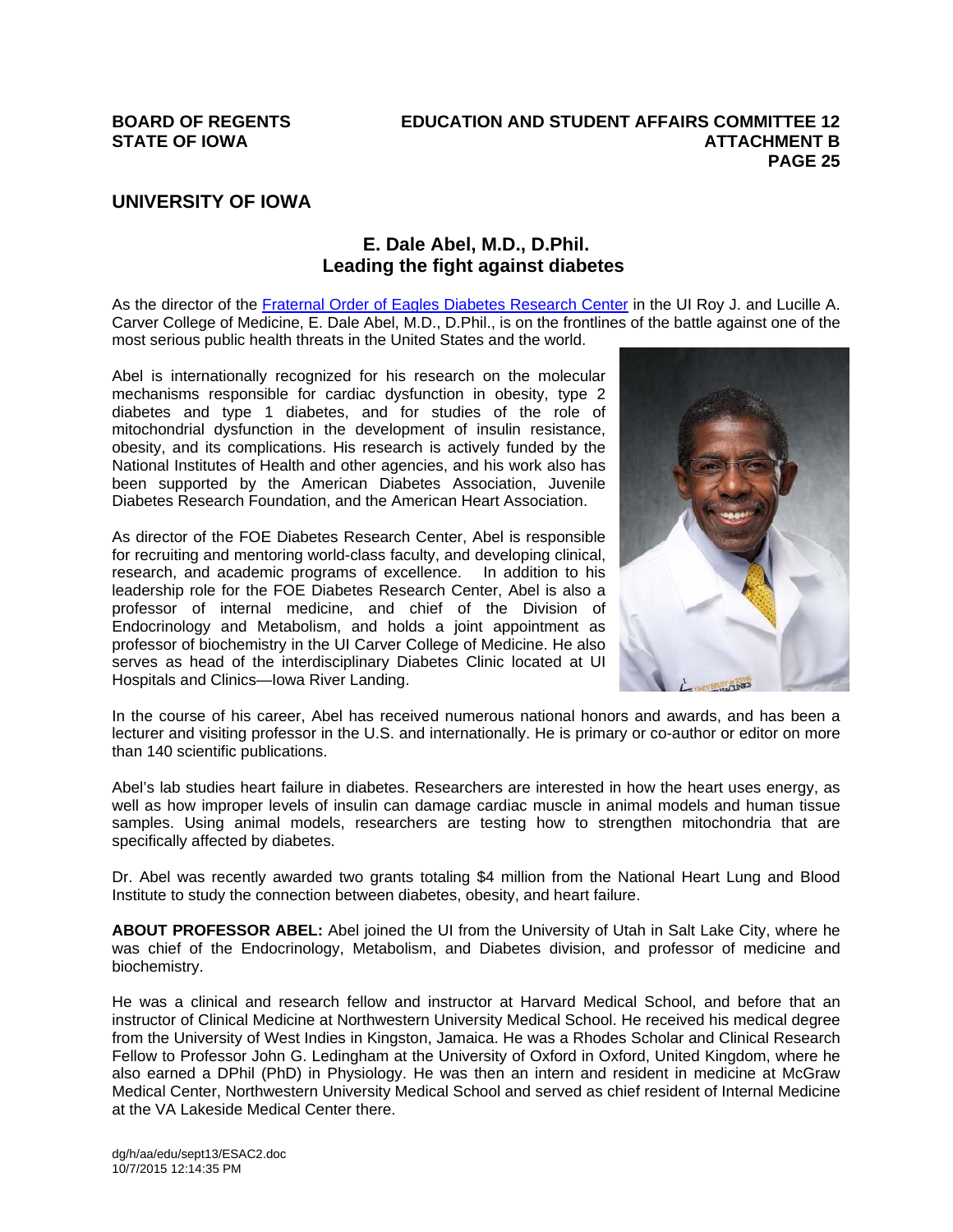## UNIVERSITY OF IOWA

### E. Dale Abel, M.D., D.Phil.
### Leading the fight against diabetes

As the director of the Fraternal Order of Eagles Diabetes Research Center in the UI Roy J. and Lucille A. Carver College of Medicine, E. Dale Abel, M.D., D.Phil., is on the frontlines of the battle against one of the most serious public health threats in the United States and the world.

Abel is internationally recognized for his research on the molecular mechanisms responsible for cardiac dysfunction in obesity, type 2 diabetes and type 1 diabetes, and for studies of the role of mitochondrial dysfunction in the development of insulin resistance, obesity, and its complications. His research is actively funded by the National Institutes of Health and other agencies, and his work also has been supported by the American Diabetes Association, Juvenile Diabetes Research Foundation, and the American Heart Association.

As director of the FOE Diabetes Research Center, Abel is responsible for recruiting and mentoring world-class faculty, and developing clinical, research, and academic programs of excellence. In addition to his leadership role for the FOE Diabetes Research Center, Abel is also a professor of internal medicine, and chief of the Division of Endocrinology and Metabolism, and holds a joint appointment as professor of biochemistry in the UI Carver College of Medicine. He also serves as head of the interdisciplinary Diabetes Clinic located at UI Hospitals and Clinics—Iowa River Landing.

In the course of his career, Abel has received numerous national honors and awards, and has been a lecturer and visiting professor in the U.S. and internationally. He is primary or co-author or editor on more than 140 scientific publications.

Abel's lab studies heart failure in diabetes. Researchers are interested in how the heart uses energy, as well as how improper levels of insulin can damage cardiac muscle in animal models and human tissue samples. Using animal models, researchers are testing how to strengthen mitochondria that are specifically affected by diabetes.

Dr. Abel was recently awarded two grants totaling $4 million from the National Heart Lung and Blood Institute to study the connection between diabetes, obesity, and heart failure.

**ABOUT PROFESSOR ABEL:** Abel joined the UI from the University of Utah in Salt Lake City, where he was chief of the Endocrinology, Metabolism, and Diabetes division, and professor of medicine and biochemistry.

He was a clinical and research fellow and instructor at Harvard Medical School, and before that an instructor of Clinical Medicine at Northwestern University Medical School. He received his medical degree from the University of West Indies in Kingston, Jamaica. He was a Rhodes Scholar and Clinical Research Fellow to Professor John G. Ledingham at the University of Oxford in Oxford, United Kingdom, where he also earned a DPhil (PhD) in Physiology. He was then an intern and resident in medicine at McGraw Medical Center, Northwestern University Medical School and served as chief resident of Internal Medicine at the VA Lakeside Medical Center there.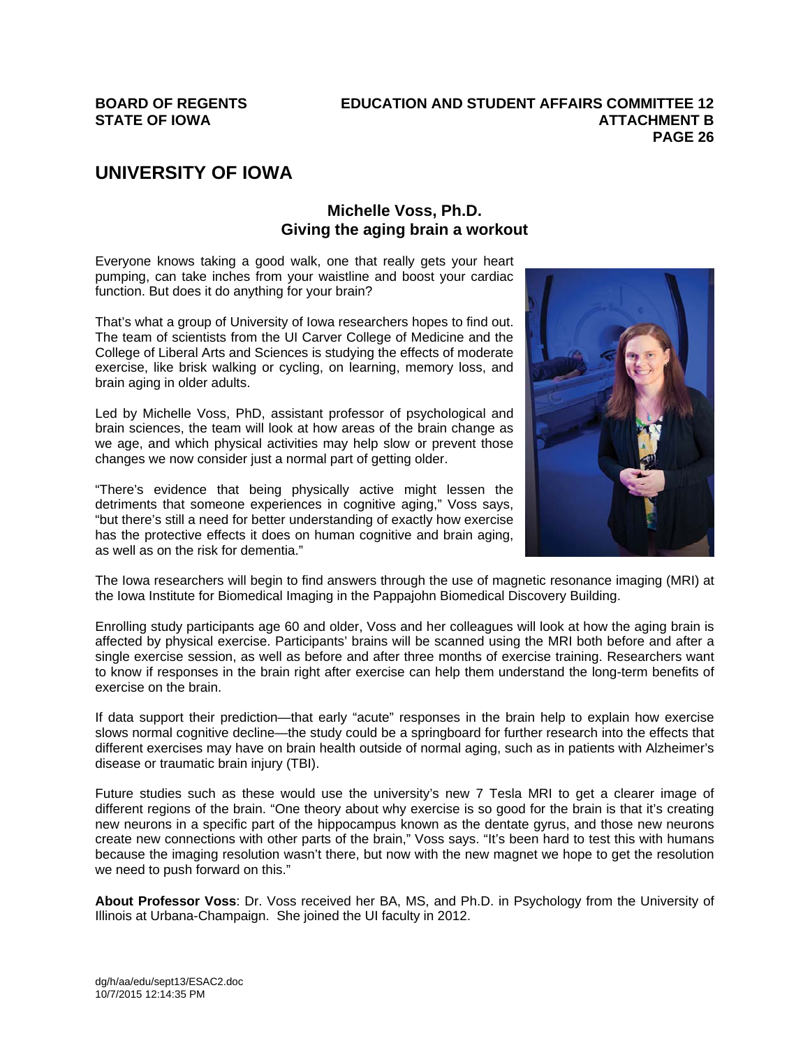## UNIVERSITY OF IOWA

### Michelle Voss, Ph.D.
### Giving the aging brain a workout

Everyone knows taking a good walk, one that really gets your heart pumping, can take inches from your waistline and boost your cardiac function. But does it do anything for your brain?

That's what a group of University of Iowa researchers hopes to find out. The team of scientists from the UI Carver College of Medicine and the College of Liberal Arts and Sciences is studying the effects of moderate exercise, like brisk walking or cycling, on learning, memory loss, and brain aging in older adults.

Led by Michelle Voss, PhD, assistant professor of psychological and brain sciences, the team will look at how areas of the brain change as we age, and which physical activities may help slow or prevent those changes we now consider just a normal part of getting older.

"There's evidence that being physically active might lessen the detriments that someone experiences in cognitive aging," Voss says, "but there's still a need for better understanding of exactly how exercise has the protective effects it does on human cognitive and brain aging, as well as on the risk for dementia."

The Iowa researchers will begin to find answers through the use of magnetic resonance imaging (MRI) at the Iowa Institute for Biomedical Imaging in the Pappajohn Biomedical Discovery Building.

Enrolling study participants age 60 and older, Voss and her colleagues will look at how the aging brain is affected by physical exercise. Participants' brains will be scanned using the MRI both before and after a single exercise session, as well as before and after three months of exercise training. Researchers want to know if responses in the brain right after exercise can help them understand the long-term benefits of exercise on the brain.

If data support their prediction—that early "acute" responses in the brain help to explain how exercise slows normal cognitive decline—the study could be a springboard for further research into the effects that different exercises may have on brain health outside of normal aging, such as in patients with Alzheimer's disease or traumatic brain injury (TBI).

Future studies such as these would use the university's new 7 Tesla MRI to get a clearer image of different regions of the brain. "One theory about why exercise is so good for the brain is that it's creating new neurons in a specific part of the hippocampus known as the dentate gyrus, and those new neurons create new connections with other parts of the brain," Voss says. "It's been hard to test this with humans because the imaging resolution wasn't there, but now with the new magnet we hope to get the resolution we need to push forward on this."

**About Professor Voss**: Dr. Voss received her BA, MS, and Ph.D. in Psychology from the University of Illinois at Urbana-Champaign. She joined the UI faculty in 2012.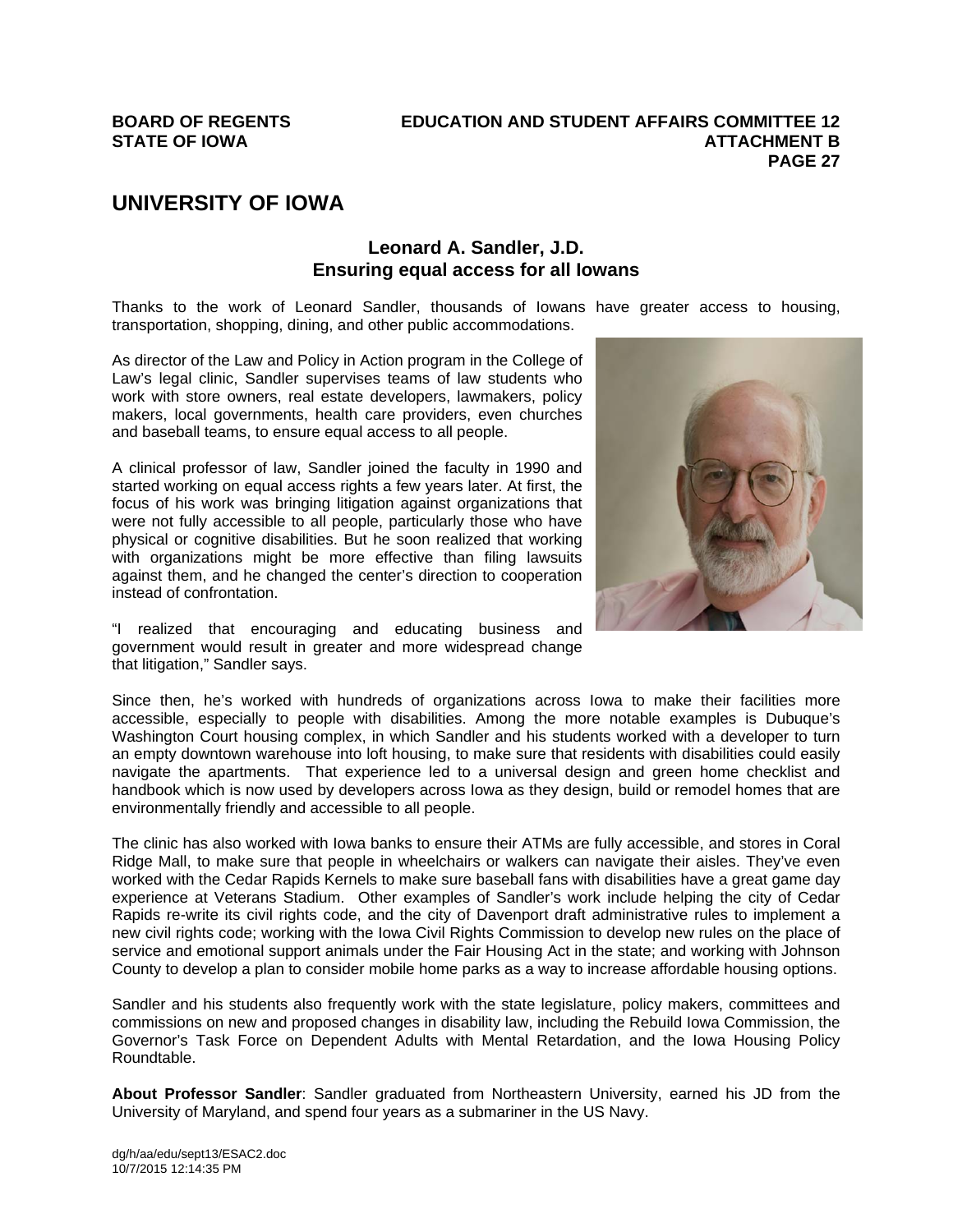# UNIVERSITY OF IOWA

## Leonard A. Sandler, J.D.
## Ensuring equal access for all Iowans

Thanks to the work of Leonard Sandler, thousands of Iowans have greater access to housing, transportation, shopping, dining, and other public accommodations.

As director of the Law and Policy in Action program in the College of Law's legal clinic, Sandler supervises teams of law students who work with store owners, real estate developers, lawmakers, policy makers, local governments, health care providers, even churches and baseball teams, to ensure equal access to all people.

A clinical professor of law, Sandler joined the faculty in 1990 and started working on equal access rights a few years later. At first, the focus of his work was bringing litigation against organizations that were not fully accessible to all people, particularly those who have physical or cognitive disabilities. But he soon realized that working with organizations might be more effective than filing lawsuits against them, and he changed the center's direction to cooperation instead of confrontation.

"I realized that encouraging and educating business and government would result in greater and more widespread change that litigation," Sandler says.

Since then, he's worked with hundreds of organizations across Iowa to make their facilities more accessible, especially to people with disabilities. Among the more notable examples is Dubuque's Washington Court housing complex, in which Sandler and his students worked with a developer to turn an empty downtown warehouse into loft housing, to make sure that residents with disabilities could easily navigate the apartments. That experience led to a universal design and green home checklist and handbook which is now used by developers across Iowa as they design, build or remodel homes that are environmentally friendly and accessible to all people.

The clinic has also worked with Iowa banks to ensure their ATMs are fully accessible, and stores in Coral Ridge Mall, to make sure that people in wheelchairs or walkers can navigate their aisles. They've even worked with the Cedar Rapids Kernels to make sure baseball fans with disabilities have a great game day experience at Veterans Stadium. Other examples of Sandler's work include helping the city of Cedar Rapids re-write its civil rights code, and the city of Davenport draft administrative rules to implement a new civil rights code; working with the Iowa Civil Rights Commission to develop new rules on the place of service and emotional support animals under the Fair Housing Act in the state; and working with Johnson County to develop a plan to consider mobile home parks as a way to increase affordable housing options.

Sandler and his students also frequently work with the state legislature, policy makers, committees and commissions on new and proposed changes in disability law, including the Rebuild Iowa Commission, the Governor's Task Force on Dependent Adults with Mental Retardation, and the Iowa Housing Policy Roundtable.

**About Professor Sandler**: Sandler graduated from Northeastern University, earned his JD from the University of Maryland, and spend four years as a submariner in the US Navy.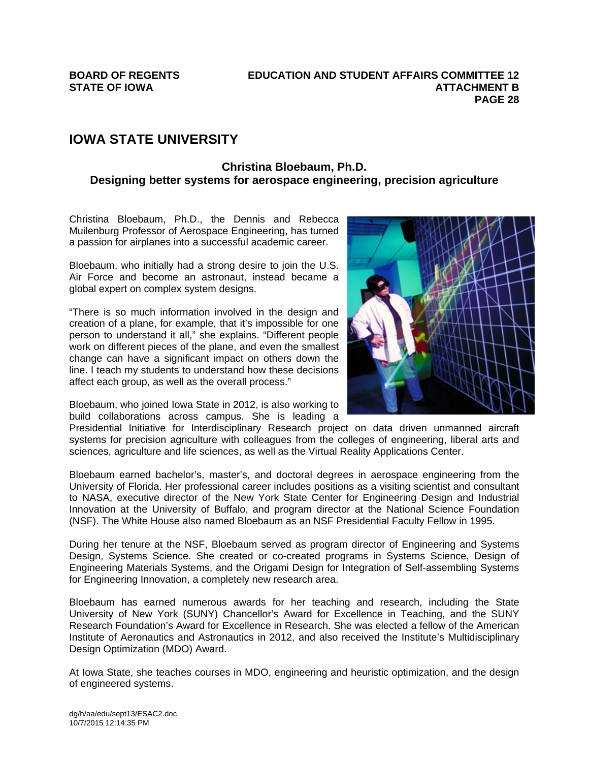## IOWA STATE UNIVERSITY

### Christina Bloebaum, Ph.D.
### Designing better systems for aerospace engineering, precision agriculture

Christina Bloebaum, Ph.D., the Dennis and Rebecca Muilenburg Professor of Aerospace Engineering, has turned a passion for airplanes into a successful academic career.

Bloebaum, who initially had a strong desire to join the U.S. Air Force and become an astronaut, instead became a global expert on complex system designs.

"There is so much information involved in the design and creation of a plane, for example, that it's impossible for one person to understand it all," she explains. "Different people work on different pieces of the plane, and even the smallest change can have a significant impact on others down the line. I teach my students to understand how these decisions affect each group, as well as the overall process."

Bloebaum, who joined Iowa State in 2012, is also working to build collaborations across campus. She is leading a Presidential Initiative for Interdisciplinary Research project on data driven unmanned aircraft systems for precision agriculture with colleagues from the colleges of engineering, liberal arts and sciences, agriculture and life sciences, as well as the Virtual Reality Applications Center.

Bloebaum earned bachelor's, master's, and doctoral degrees in aerospace engineering from the University of Florida. Her professional career includes positions as a visiting scientist and consultant to NASA, executive director of the New York State Center for Engineering Design and Industrial Innovation at the University of Buffalo, and program director at the National Science Foundation (NSF). The White House also named Bloebaum as an NSF Presidential Faculty Fellow in 1995.

During her tenure at the NSF, Bloebaum served as program director of Engineering and Systems Design, Systems Science. She created or co-created programs in Systems Science, Design of Engineering Materials Systems, and the Origami Design for Integration of Self-assembling Systems for Engineering Innovation, a completely new research area.

Bloebaum has earned numerous awards for her teaching and research, including the State University of New York (SUNY) Chancellor's Award for Excellence in Teaching, and the SUNY Research Foundation's Award for Excellence in Research. She was elected a fellow of the American Institute of Aeronautics and Astronautics in 2012, and also received the Institute's Multidisciplinary Design Optimization (MDO) Award.

At Iowa State, she teaches courses in MDO, engineering and heuristic optimization, and the design of engineered systems.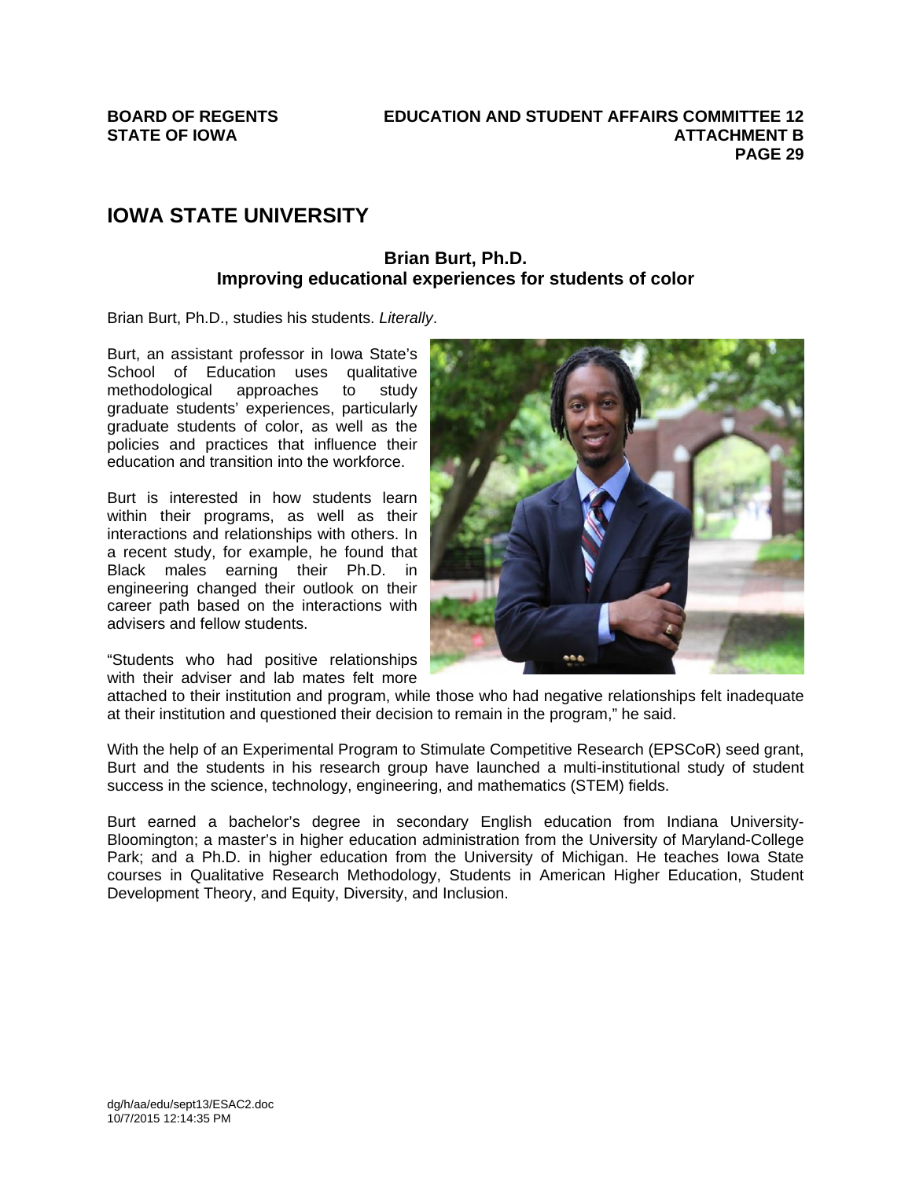# IOWA STATE UNIVERSITY

## Brian Burt, Ph.D.
## Improving educational experiences for students of color

Brian Burt, Ph.D., studies his students. *Literally*.

Burt, an assistant professor in Iowa State's School of Education uses qualitative methodological approaches to study graduate students' experiences, particularly graduate students of color, as well as the policies and practices that influence their education and transition into the workforce.

Burt is interested in how students learn within their programs, as well as their interactions and relationships with others. In a recent study, for example, he found that Black males earning their Ph.D. in engineering changed their outlook on their career path based on the interactions with advisers and fellow students.

"Students who had positive relationships with their adviser and lab mates felt more attached to their institution and program, while those who had negative relationships felt inadequate at their institution and questioned their decision to remain in the program," he said.

With the help of an Experimental Program to Stimulate Competitive Research (EPSCoR) seed grant, Burt and the students in his research group have launched a multi-institutional study of student success in the science, technology, engineering, and mathematics (STEM) fields.

Burt earned a bachelor's degree in secondary English education from Indiana University-Bloomington; a master's in higher education administration from the University of Maryland-College Park; and a Ph.D. in higher education from the University of Michigan. He teaches Iowa State courses in Qualitative Research Methodology, Students in American Higher Education, Student Development Theory, and Equity, Diversity, and Inclusion.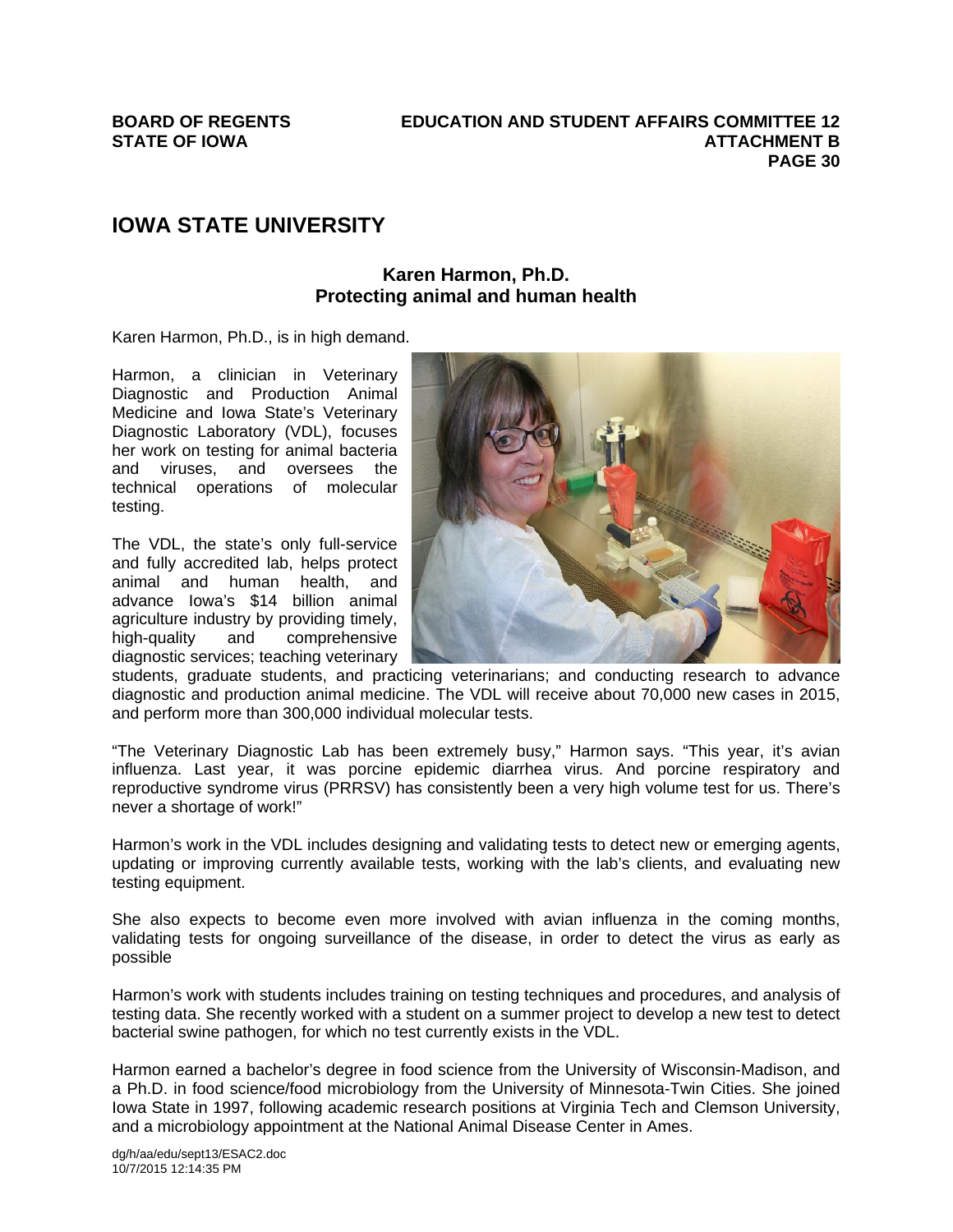# IOWA STATE UNIVERSITY

## Karen Harmon, Ph.D.
## Protecting animal and human health

Karen Harmon, Ph.D., is in high demand.

Harmon, a clinician in Veterinary Diagnostic and Production Animal Medicine and Iowa State's Veterinary Diagnostic Laboratory (VDL), focuses her work on testing for animal bacteria and viruses, and oversees the technical operations of molecular testing.

The VDL, the state's only full-service and fully accredited lab, helps protect animal and human health, and advance Iowa's $14 billion animal agriculture industry by providing timely, high-quality and comprehensive diagnostic services; teaching veterinary students, graduate students, and practicing veterinarians; and conducting research to advance diagnostic and production animal medicine. The VDL will receive about 70,000 new cases in 2015, and perform more than 300,000 individual molecular tests.

"The Veterinary Diagnostic Lab has been extremely busy," Harmon says. "This year, it's avian influenza. Last year, it was porcine epidemic diarrhea virus. And porcine respiratory and reproductive syndrome virus (PRRSV) has consistently been a very high volume test for us. There's never a shortage of work!"

Harmon's work in the VDL includes designing and validating tests to detect new or emerging agents, updating or improving currently available tests, working with the lab's clients, and evaluating new testing equipment.

She also expects to become even more involved with avian influenza in the coming months, validating tests for ongoing surveillance of the disease, in order to detect the virus as early as possible

Harmon's work with students includes training on testing techniques and procedures, and analysis of testing data. She recently worked with a student on a summer project to develop a new test to detect bacterial swine pathogen, for which no test currently exists in the VDL.

Harmon earned a bachelor's degree in food science from the University of Wisconsin-Madison, and a Ph.D. in food science/food microbiology from the University of Minnesota-Twin Cities. She joined Iowa State in 1997, following academic research positions at Virginia Tech and Clemson University, and a microbiology appointment at the National Animal Disease Center in Ames.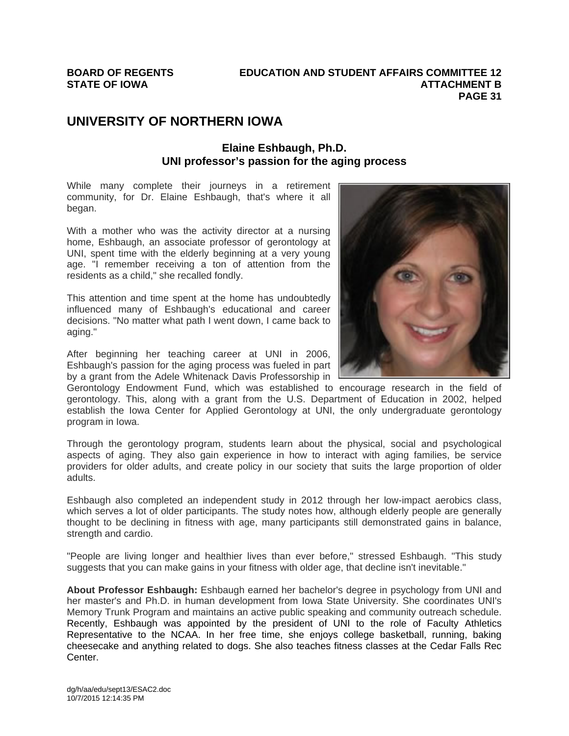## UNIVERSITY OF NORTHERN IOWA

### Elaine Eshbaugh, Ph.D.
### UNI professor's passion for the aging process

While many complete their journeys in a retirement community, for Dr. Elaine Eshbaugh, that's where it all began.

With a mother who was the activity director at a nursing home, Eshbaugh, an associate professor of gerontology at UNI, spent time with the elderly beginning at a very young age. "I remember receiving a ton of attention from the residents as a child," she recalled fondly.

This attention and time spent at the home has undoubtedly influenced many of Eshbaugh's educational and career decisions. "No matter what path I went down, I came back to aging."

After beginning her teaching career at UNI in 2006, Eshbaugh's passion for the aging process was fueled in part by a grant from the Adele Whitenack Davis Professorship in Gerontology Endowment Fund, which was established to encourage research in the field of gerontology. This, along with a grant from the U.S. Department of Education in 2002, helped establish the Iowa Center for Applied Gerontology at UNI, the only undergraduate gerontology program in Iowa.

Through the gerontology program, students learn about the physical, social and psychological aspects of aging. They also gain experience in how to interact with aging families, be service providers for older adults, and create policy in our society that suits the large proportion of older adults.

Eshbaugh also completed an independent study in 2012 through her low-impact aerobics class, which serves a lot of older participants. The study notes how, although elderly people are generally thought to be declining in fitness with age, many participants still demonstrated gains in balance, strength and cardio.

"People are living longer and healthier lives than ever before," stressed Eshbaugh. "This study suggests that you can make gains in your fitness with older age, that decline isn't inevitable."

**About Professor Eshbaugh:** Eshbaugh earned her bachelor's degree in psychology from UNI and her master's and Ph.D. in human development from Iowa State University. She coordinates UNI's Memory Trunk Program and maintains an active public speaking and community outreach schedule. Recently, Eshbaugh was appointed by the president of UNI to the role of Faculty Athletics Representative to the NCAA. In her free time, she enjoys college basketball, running, baking cheesecake and anything related to dogs. She also teaches fitness classes at the Cedar Falls Rec Center.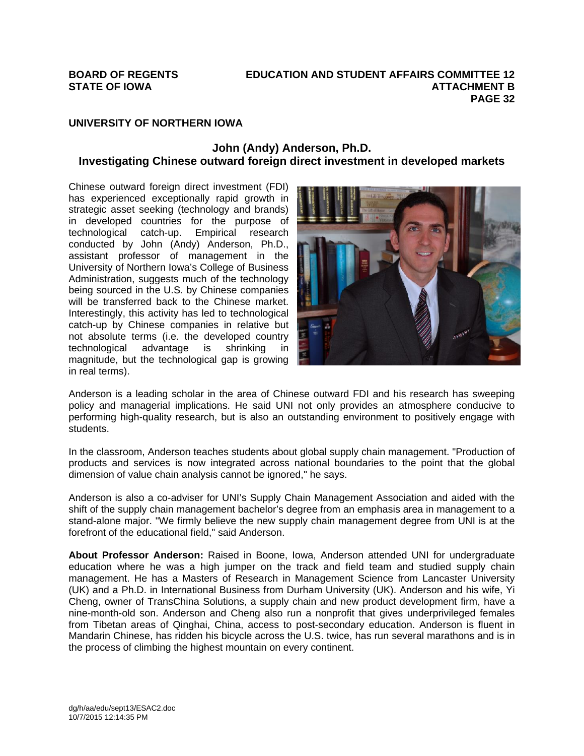## UNIVERSITY OF NORTHERN IOWA

### John (Andy) Anderson, Ph.D.
### Investigating Chinese outward foreign direct investment in developed markets

Chinese outward foreign direct investment (FDI) has experienced exceptionally rapid growth in strategic asset seeking (technology and brands) in developed countries for the purpose of technological catch-up. Empirical research conducted by John (Andy) Anderson, Ph.D., assistant professor of management in the University of Northern Iowa's College of Business Administration, suggests much of the technology being sourced in the U.S. by Chinese companies will be transferred back to the Chinese market. Interestingly, this activity has led to technological catch-up by Chinese companies in relative but not absolute terms (i.e. the developed country technological advantage is shrinking in magnitude, but the technological gap is growing in real terms).

Anderson is a leading scholar in the area of Chinese outward FDI and his research has sweeping policy and managerial implications. He said UNI not only provides an atmosphere conducive to performing high-quality research, but is also an outstanding environment to positively engage with students.

In the classroom, Anderson teaches students about global supply chain management. "Production of products and services is now integrated across national boundaries to the point that the global dimension of value chain analysis cannot be ignored," he says.

Anderson is also a co-adviser for UNI's Supply Chain Management Association and aided with the shift of the supply chain management bachelor's degree from an emphasis area in management to a stand-alone major. "We firmly believe the new supply chain management degree from UNI is at the forefront of the educational field," said Anderson.

**About Professor Anderson:** Raised in Boone, Iowa, Anderson attended UNI for undergraduate education where he was a high jumper on the track and field team and studied supply chain management. He has a Masters of Research in Management Science from Lancaster University (UK) and a Ph.D. in International Business from Durham University (UK). Anderson and his wife, Yi Cheng, owner of TransChina Solutions, a supply chain and new product development firm, have a nine-month-old son. Anderson and Cheng also run a nonprofit that gives underprivileged females from Tibetan areas of Qinghai, China, access to post-secondary education. Anderson is fluent in Mandarin Chinese, has ridden his bicycle across the U.S. twice, has run several marathons and is in the process of climbing the highest mountain on every continent.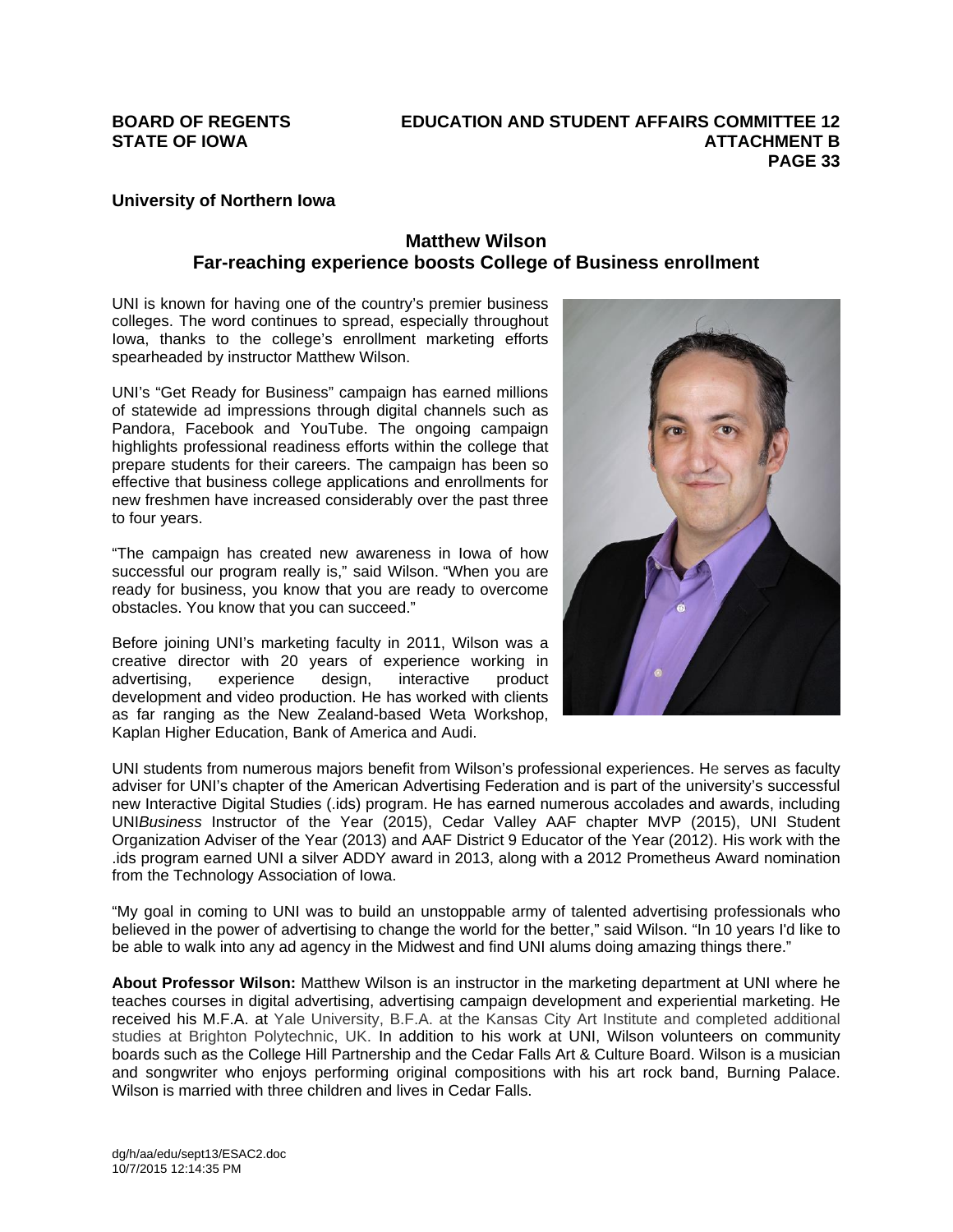**University of Northern Iowa**

## Matthew Wilson
## Far-reaching experience boosts College of Business enrollment

UNI is known for having one of the country's premier business colleges. The word continues to spread, especially throughout Iowa, thanks to the college's enrollment marketing efforts spearheaded by instructor Matthew Wilson.

UNI's "Get Ready for Business" campaign has earned millions of statewide ad impressions through digital channels such as Pandora, Facebook and YouTube. The ongoing campaign highlights professional readiness efforts within the college that prepare students for their careers. The campaign has been so effective that business college applications and enrollments for new freshmen have increased considerably over the past three to four years.

"The campaign has created new awareness in Iowa of how successful our program really is," said Wilson. "When you are ready for business, you know that you are ready to overcome obstacles. You know that you can succeed."

Before joining UNI's marketing faculty in 2011, Wilson was a creative director with 20 years of experience working in advertising, experience design, interactive product development and video production. He has worked with clients as far ranging as the New Zealand-based Weta Workshop, Kaplan Higher Education, Bank of America and Audi.

UNI students from numerous majors benefit from Wilson's professional experiences. He serves as faculty adviser for UNI's chapter of the American Advertising Federation and is part of the university's successful new Interactive Digital Studies (.ids) program. He has earned numerous accolades and awards, including UNI*Business* Instructor of the Year (2015), Cedar Valley AAF chapter MVP (2015), UNI Student Organization Adviser of the Year (2013) and AAF District 9 Educator of the Year (2012). His work with the .ids program earned UNI a silver ADDY award in 2013, along with a 2012 Prometheus Award nomination from the Technology Association of Iowa.

"My goal in coming to UNI was to build an unstoppable army of talented advertising professionals who believed in the power of advertising to change the world for the better," said Wilson. "In 10 years I'd like to be able to walk into any ad agency in the Midwest and find UNI alums doing amazing things there."

**About Professor Wilson:** Matthew Wilson is an instructor in the marketing department at UNI where he teaches courses in digital advertising, advertising campaign development and experiential marketing. He received his M.F.A. at Yale University, B.F.A. at the Kansas City Art Institute and completed additional studies at Brighton Polytechnic, UK. In addition to his work at UNI, Wilson volunteers on community boards such as the College Hill Partnership and the Cedar Falls Art & Culture Board. Wilson is a musician and songwriter who enjoys performing original compositions with his art rock band, Burning Palace. Wilson is married with three children and lives in Cedar Falls.